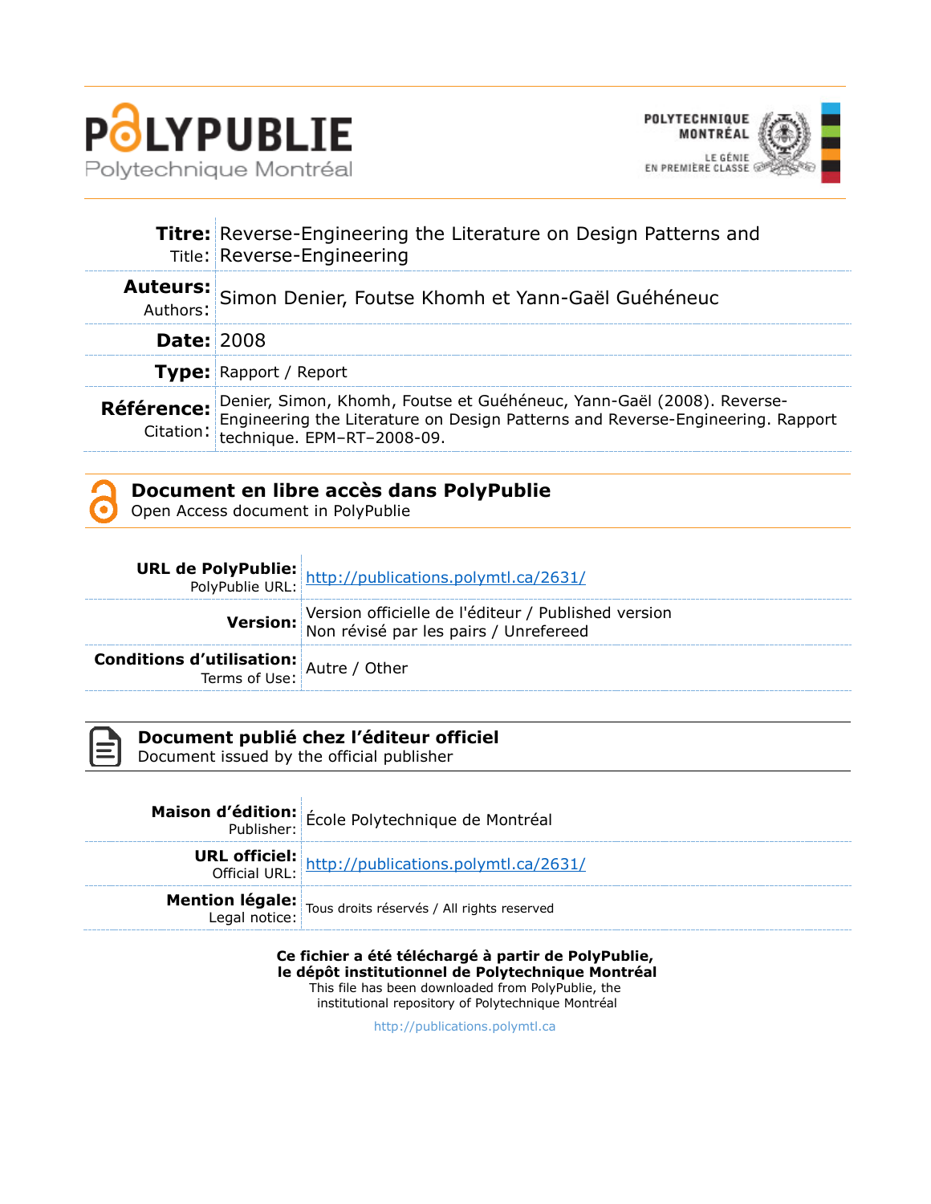# POLYPUBLIE

Polytechnique Montréal

POLYTECHNIQUE MONTRÉAL

LE GÉNIE EN PREMIÈRE CLASSE

| | |
|---|---|
| **Titre:** Title: | Reverse-Engineering the Literature on Design Patterns and Reverse-Engineering |
| **Auteurs:** Authors: | Simon Denier, Foutse Khomh et Yann-Gaël Guéhéneuc |
| **Date:** | 2008 |
| **Type:** | Rapport / Report |
| **Référence:** Citation: | Denier, Simon, Khomh, Foutse et Guéhéneuc, Yann-Gaël (2008). Reverse-Engineering the Literature on Design Patterns and Reverse-Engineering. Rapport technique. EPM–RT–2008-09. |

## Document en libre accès dans PolyPublie

Open Access document in PolyPublie

| | |
|---|---|
| **URL de PolyPublie:** PolyPublie URL: | http://publications.polymtl.ca/2631/ |
| **Version:** | Version officielle de l'éditeur / Published version<br>Non révisé par les pairs / Unrefereed |
| **Conditions d'utilisation:** Terms of Use: | Autre / Other |

## Document publié chez l'éditeur officiel

Document issued by the official publisher

| | |
|---|---|
| **Maison d'édition:** Publisher: | École Polytechnique de Montréal |
| **URL officiel:** Official URL: | http://publications.polymtl.ca/2631/ |
| **Mention légale:** Legal notice: | Tous droits réservés / All rights reserved |

**Ce fichier a été téléchargé à partir de PolyPublie, le dépôt institutionnel de Polytechnique Montréal**

This file has been downloaded from PolyPublie, the institutional repository of Polytechnique Montréal

http://publications.polymtl.ca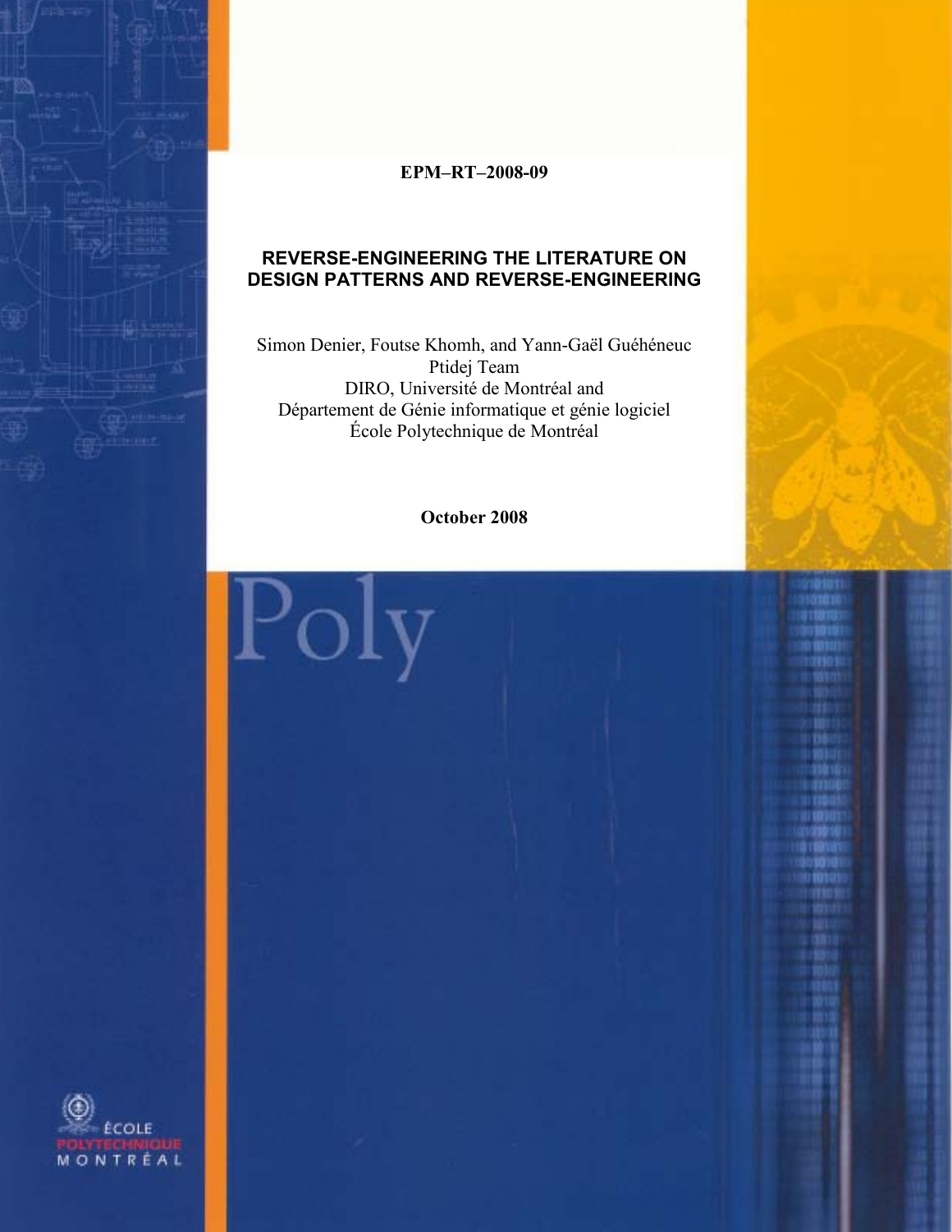**EPM–RT–2008-09**

## REVERSE-ENGINEERING THE LITERATURE ON DESIGN PATTERNS AND REVERSE-ENGINEERING

Simon Denier, Foutse Khomh, and Yann-Gaël Guéhéneuc
Ptidej Team
DIRO, Université de Montréal and
Département de Génie informatique et génie logiciel
École Polytechnique de Montréal

**October 2008**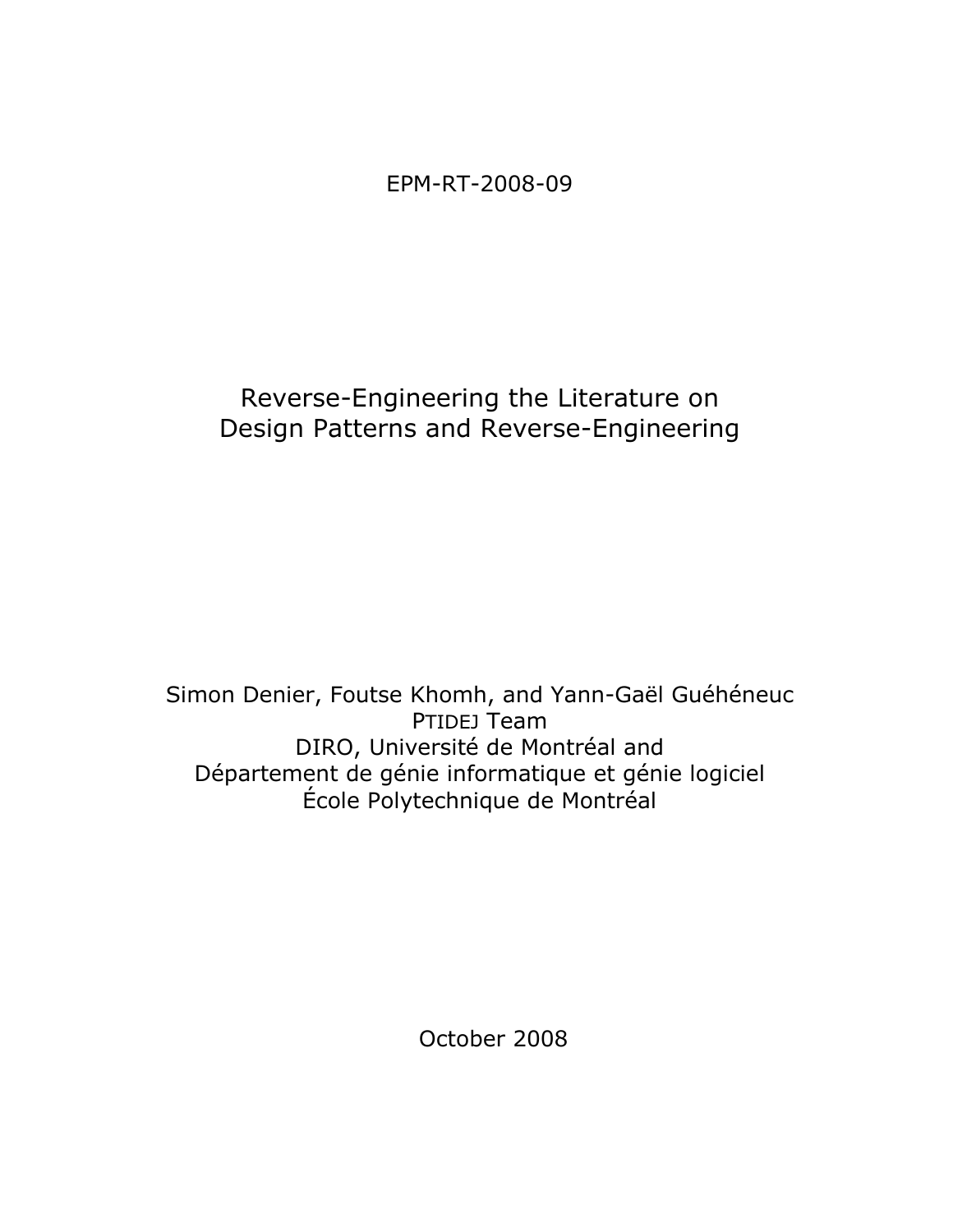EPM-RT-2008-09

# Reverse-Engineering the Literature on Design Patterns and Reverse-Engineering

Simon Denier, Foutse Khomh, and Yann-Gaël Guéhéneuc
PTIDEJ Team
DIRO, Université de Montréal and
Département de génie informatique et génie logiciel
École Polytechnique de Montréal

October 2008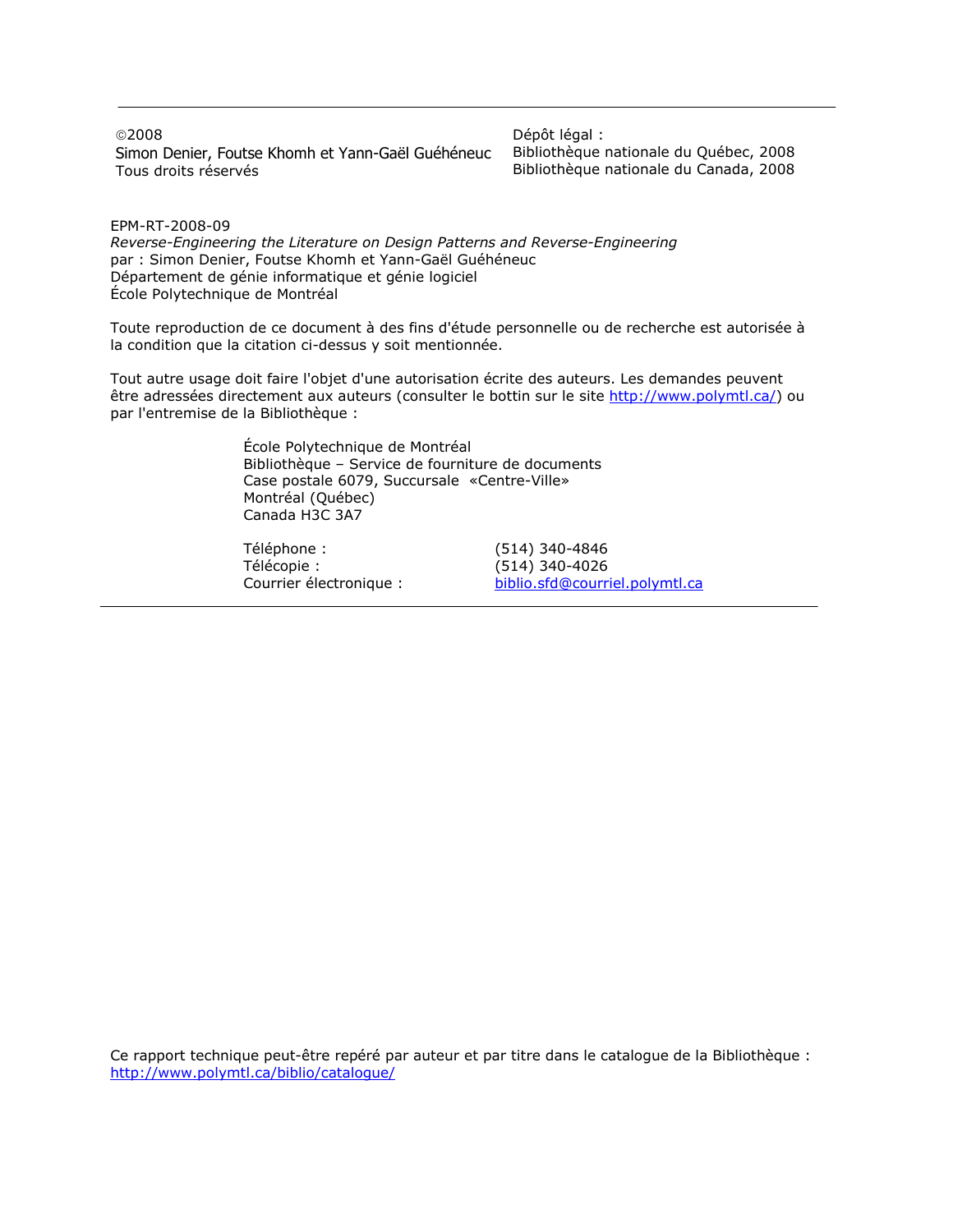---

©2008
Simon Denier, Foutse Khomh et Yann-Gaël Guéhéneuc
Tous droits réservés

Dépôt légal :
Bibliothèque nationale du Québec, 2008
Bibliothèque nationale du Canada, 2008

EPM-RT-2008-09
*Reverse-Engineering the Literature on Design Patterns and Reverse-Engineering*
par : Simon Denier, Foutse Khomh et Yann-Gaël Guéhéneuc
Département de génie informatique et génie logiciel
École Polytechnique de Montréal

Toute reproduction de ce document à des fins d'étude personnelle ou de recherche est autorisée à la condition que la citation ci-dessus y soit mentionnée.

Tout autre usage doit faire l'objet d'une autorisation écrite des auteurs. Les demandes peuvent être adressées directement aux auteurs (consulter le bottin sur le site http://www.polymtl.ca/) ou par l'entremise de la Bibliothèque :

École Polytechnique de Montréal
Bibliothèque – Service de fourniture de documents
Case postale 6079, Succursale «Centre-Ville»
Montréal (Québec)
Canada H3C 3A7

Téléphone : (514) 340-4846
Télécopie : (514) 340-4026
Courrier électronique : biblio.sfd@courriel.polymtl.ca

---

Ce rapport technique peut-être repéré par auteur et par titre dans le catalogue de la Bibliothèque :
http://www.polymtl.ca/biblio/catalogue/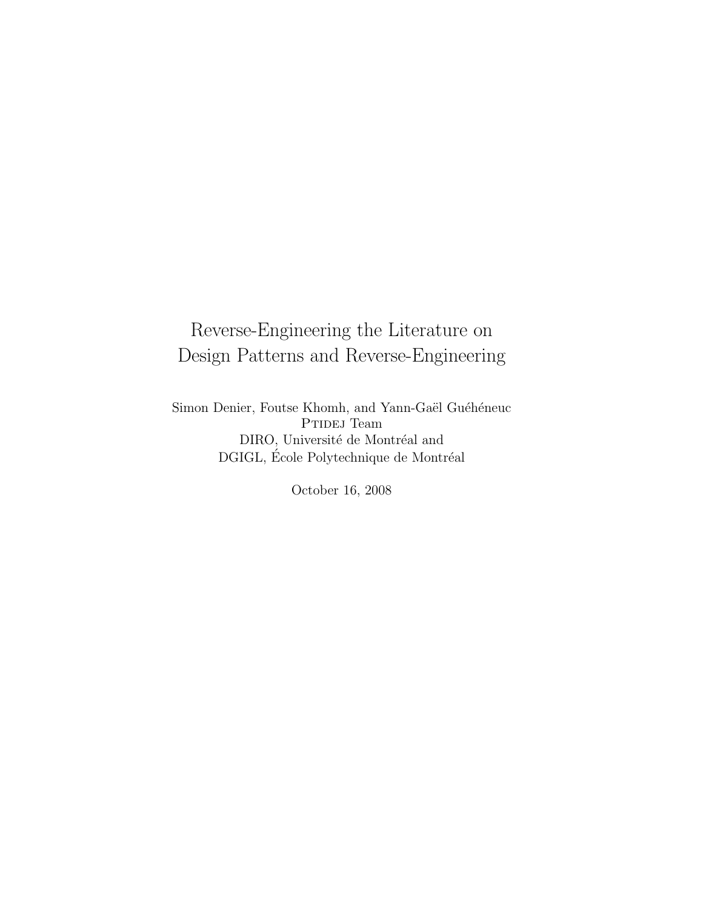# Reverse-Engineering the Literature on Design Patterns and Reverse-Engineering

Simon Denier, Foutse Khomh, and Yann-Gaël Guéhéneuc
PTIDEJ Team
DIRO, Université de Montréal and
DGIGL, École Polytechnique de Montréal

October 16, 2008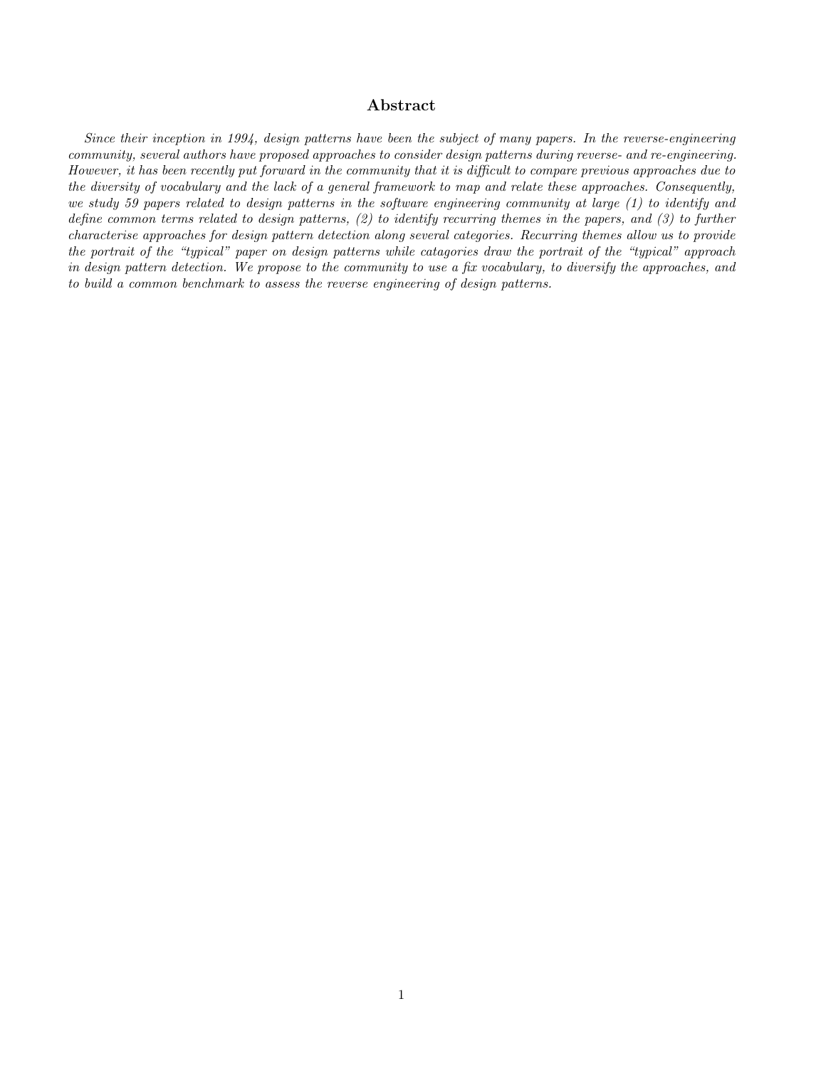## Abstract

*Since their inception in 1994, design patterns have been the subject of many papers. In the reverse-engineering community, several authors have proposed approaches to consider design patterns during reverse- and re-engineering. However, it has been recently put forward in the community that it is difficult to compare previous approaches due to the diversity of vocabulary and the lack of a general framework to map and relate these approaches. Consequently, we study 59 papers related to design patterns in the software engineering community at large (1) to identify and define common terms related to design patterns, (2) to identify recurring themes in the papers, and (3) to further characterise approaches for design pattern detection along several categories. Recurring themes allow us to provide the portrait of the "typical" paper on design patterns while catagories draw the portrait of the "typical" approach in design pattern detection. We propose to the community to use a fix vocabulary, to diversify the approaches, and to build a common benchmark to assess the reverse engineering of design patterns.*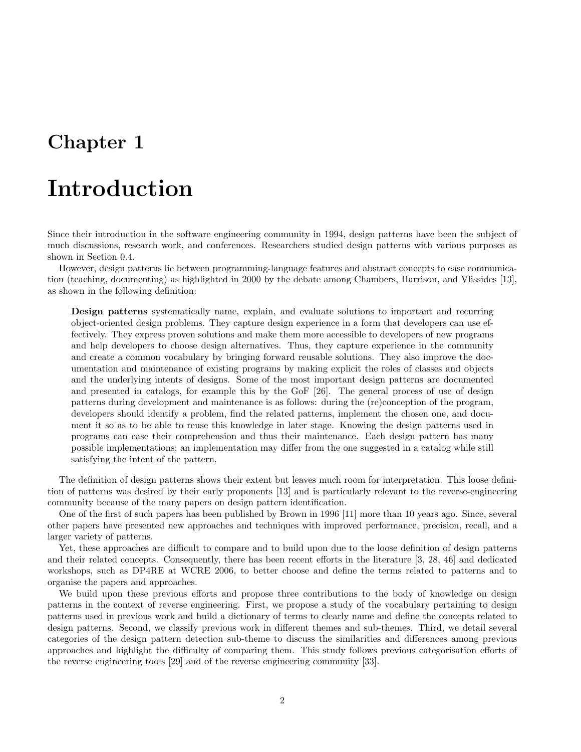# Chapter 1

# Introduction

Since their introduction in the software engineering community in 1994, design patterns have been the subject of much discussions, research work, and conferences. Researchers studied design patterns with various purposes as shown in Section 0.4.

However, design patterns lie between programming-language features and abstract concepts to ease communication (teaching, documenting) as highlighted in 2000 by the debate among Chambers, Harrison, and Vlissides [13], as shown in the following definition:

> **Design patterns** systematically name, explain, and evaluate solutions to important and recurring object-oriented design problems. They capture design experience in a form that developers can use effectively. They express proven solutions and make them more accessible to developers of new programs and help developers to choose design alternatives. Thus, they capture experience in the community and create a common vocabulary by bringing forward reusable solutions. They also improve the documentation and maintenance of existing programs by making explicit the roles of classes and objects and the underlying intents of designs. Some of the most important design patterns are documented and presented in catalogs, for example this by the GoF [26]. The general process of use of design patterns during development and maintenance is as follows: during the (re)conception of the program, developers should identify a problem, find the related patterns, implement the chosen one, and document it so as to be able to reuse this knowledge in later stage. Knowing the design patterns used in programs can ease their comprehension and thus their maintenance. Each design pattern has many possible implementations; an implementation may differ from the one suggested in a catalog while still satisfying the intent of the pattern.

The definition of design patterns shows their extent but leaves much room for interpretation. This loose definition of patterns was desired by their early proponents [13] and is particularly relevant to the reverse-engineering community because of the many papers on design pattern identification.

One of the first of such papers has been published by Brown in 1996 [11] more than 10 years ago. Since, several other papers have presented new approaches and techniques with improved performance, precision, recall, and a larger variety of patterns.

Yet, these approaches are difficult to compare and to build upon due to the loose definition of design patterns and their related concepts. Consequently, there has been recent efforts in the literature [3, 28, 46] and dedicated workshops, such as DP4RE at WCRE 2006, to better choose and define the terms related to patterns and to organise the papers and approaches.

We build upon these previous efforts and propose three contributions to the body of knowledge on design patterns in the context of reverse engineering. First, we propose a study of the vocabulary pertaining to design patterns used in previous work and build a dictionary of terms to clearly name and define the concepts related to design patterns. Second, we classify previous work in different themes and sub-themes. Third, we detail several categories of the design pattern detection sub-theme to discuss the similarities and differences among previous approaches and highlight the difficulty of comparing them. This study follows previous categorisation efforts of the reverse engineering tools [29] and of the reverse engineering community [33].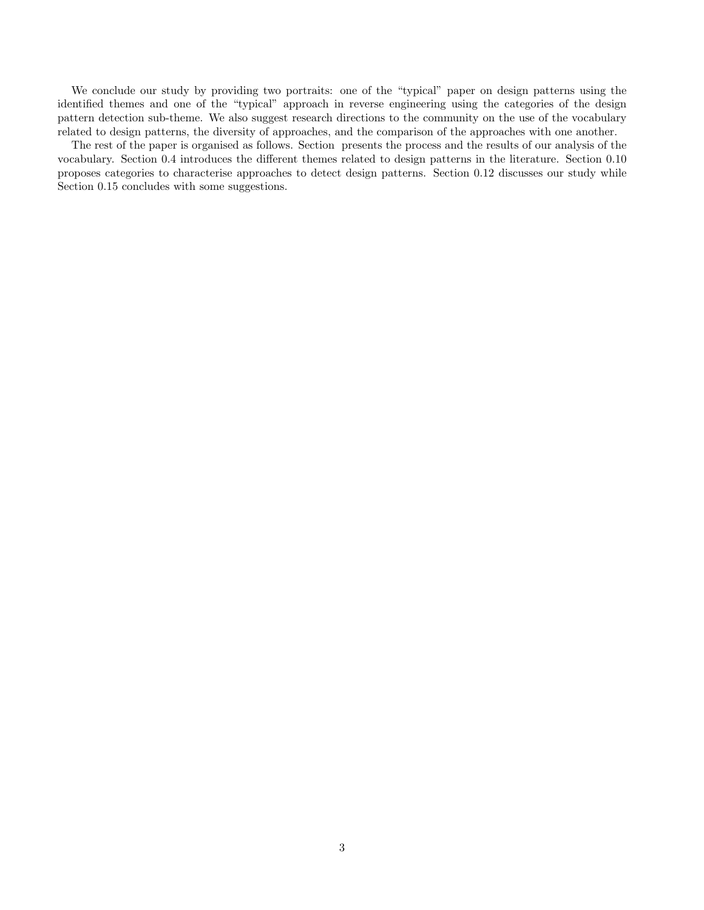We conclude our study by providing two portraits: one of the "typical" paper on design patterns using the identified themes and one of the "typical" approach in reverse engineering using the categories of the design pattern detection sub-theme. We also suggest research directions to the community on the use of the vocabulary related to design patterns, the diversity of approaches, and the comparison of the approaches with one another.

The rest of the paper is organised as follows. Section  presents the process and the results of our analysis of the vocabulary. Section 0.4 introduces the different themes related to design patterns in the literature. Section 0.10 proposes categories to characterise approaches to detect design patterns. Section 0.12 discusses our study while Section 0.15 concludes with some suggestions.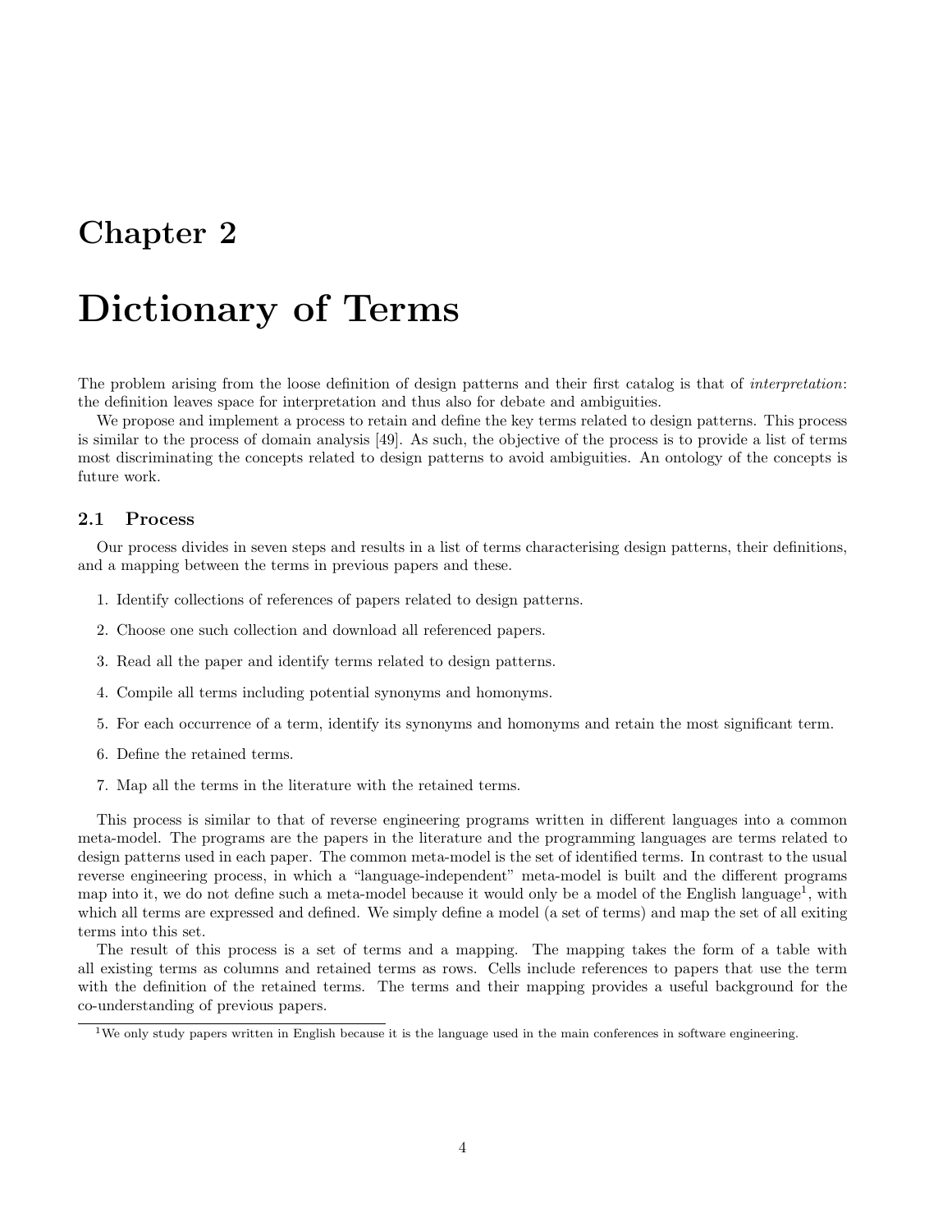# Chapter 2

# Dictionary of Terms

The problem arising from the loose definition of design patterns and their first catalog is that of *interpretation*: the definition leaves space for interpretation and thus also for debate and ambiguities.

We propose and implement a process to retain and define the key terms related to design patterns. This process is similar to the process of domain analysis [49]. As such, the objective of the process is to provide a list of terms most discriminating the concepts related to design patterns to avoid ambiguities. An ontology of the concepts is future work.

## 2.1 Process

Our process divides in seven steps and results in a list of terms characterising design patterns, their definitions, and a mapping between the terms in previous papers and these.

1. Identify collections of references of papers related to design patterns.
2. Choose one such collection and download all referenced papers.
3. Read all the paper and identify terms related to design patterns.
4. Compile all terms including potential synonyms and homonyms.
5. For each occurrence of a term, identify its synonyms and homonyms and retain the most significant term.
6. Define the retained terms.
7. Map all the terms in the literature with the retained terms.

This process is similar to that of reverse engineering programs written in different languages into a common meta-model. The programs are the papers in the literature and the programming languages are terms related to design patterns used in each paper. The common meta-model is the set of identified terms. In contrast to the usual reverse engineering process, in which a "language-independent" meta-model is built and the different programs map into it, we do not define such a meta-model because it would only be a model of the English language[1], with which all terms are expressed and defined. We simply define a model (a set of terms) and map the set of all exiting terms into this set.

The result of this process is a set of terms and a mapping. The mapping takes the form of a table with all existing terms as columns and retained terms as rows. Cells include references to papers that use the term with the definition of the retained terms. The terms and their mapping provides a useful background for the co-understanding of previous papers.

[1] We only study papers written in English because it is the language used in the main conferences in software engineering.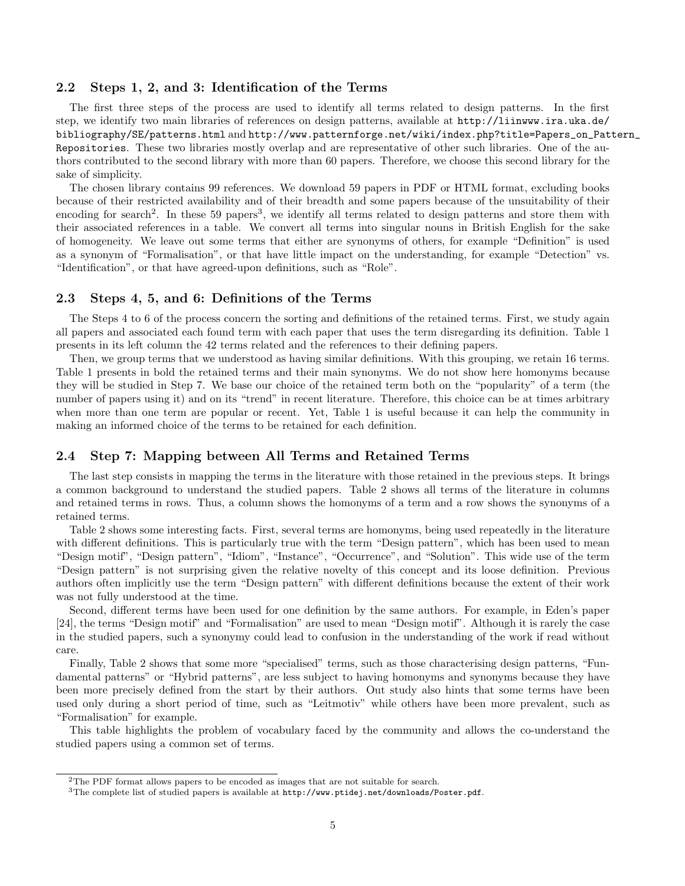### 2.2 Steps 1, 2, and 3: Identification of the Terms

The first three steps of the process are used to identify all terms related to design patterns. In the first step, we identify two main libraries of references on design patterns, available at `http://liinwww.ira.uka.de/bibliography/SE/patterns.html` and `http://www.patternforge.net/wiki/index.php?title=Papers_on_Pattern_Repositories`. These two libraries mostly overlap and are representative of other such libraries. One of the authors contributed to the second library with more than 60 papers. Therefore, we choose this second library for the sake of simplicity.

The chosen library contains 99 references. We download 59 papers in PDF or HTML format, excluding books because of their restricted availability and of their breadth and some papers because of the unsuitability of their encoding for search[2]. In these 59 papers[3], we identify all terms related to design patterns and store them with their associated references in a table. We convert all terms into singular nouns in British English for the sake of homogeneity. We leave out some terms that either are synonyms of others, for example "Definition" is used as a synonym of "Formalisation", or that have little impact on the understanding, for example "Detection" vs. "Identification", or that have agreed-upon definitions, such as "Role".

### 2.3 Steps 4, 5, and 6: Definitions of the Terms

The Steps 4 to 6 of the process concern the sorting and definitions of the retained terms. First, we study again all papers and associated each found term with each paper that uses the term disregarding its definition. Table 1 presents in its left column the 42 terms related and the references to their defining papers.

Then, we group terms that we understood as having similar definitions. With this grouping, we retain 16 terms. Table 1 presents in bold the retained terms and their main synonyms. We do not show here homonyms because they will be studied in Step 7. We base our choice of the retained term both on the "popularity" of a term (the number of papers using it) and on its "trend" in recent literature. Therefore, this choice can be at times arbitrary when more than one term are popular or recent. Yet, Table 1 is useful because it can help the community in making an informed choice of the terms to be retained for each definition.

### 2.4 Step 7: Mapping between All Terms and Retained Terms

The last step consists in mapping the terms in the literature with those retained in the previous steps. It brings a common background to understand the studied papers. Table 2 shows all terms of the literature in columns and retained terms in rows. Thus, a column shows the homonyms of a term and a row shows the synonyms of a retained terms.

Table 2 shows some interesting facts. First, several terms are homonyms, being used repeatedly in the literature with different definitions. This is particularly true with the term "Design pattern", which has been used to mean "Design motif", "Design pattern", "Idiom", "Instance", "Occurrence", and "Solution". This wide use of the term "Design pattern" is not surprising given the relative novelty of this concept and its loose definition. Previous authors often implicitly use the term "Design pattern" with different definitions because the extent of their work was not fully understood at the time.

Second, different terms have been used for one definition by the same authors. For example, in Eden's paper [24], the terms "Design motif" and "Formalisation" are used to mean "Design motif". Although it is rarely the case in the studied papers, such a synonymy could lead to confusion in the understanding of the work if read without care.

Finally, Table 2 shows that some more "specialised" terms, such as those characterising design patterns, "Fundamental patterns" or "Hybrid patterns", are less subject to having homonyms and synonyms because they have been more precisely defined from the start by their authors. Out study also hints that some terms have been used only during a short period of time, such as "Leitmotiv" while others have been more prevalent, such as "Formalisation" for example.

This table highlights the problem of vocabulary faced by the community and allows the co-understand the studied papers using a common set of terms.

---

[2] The PDF format allows papers to be encoded as images that are not suitable for search.

[3] The complete list of studied papers is available at `http://www.ptidej.net/downloads/Poster.pdf`.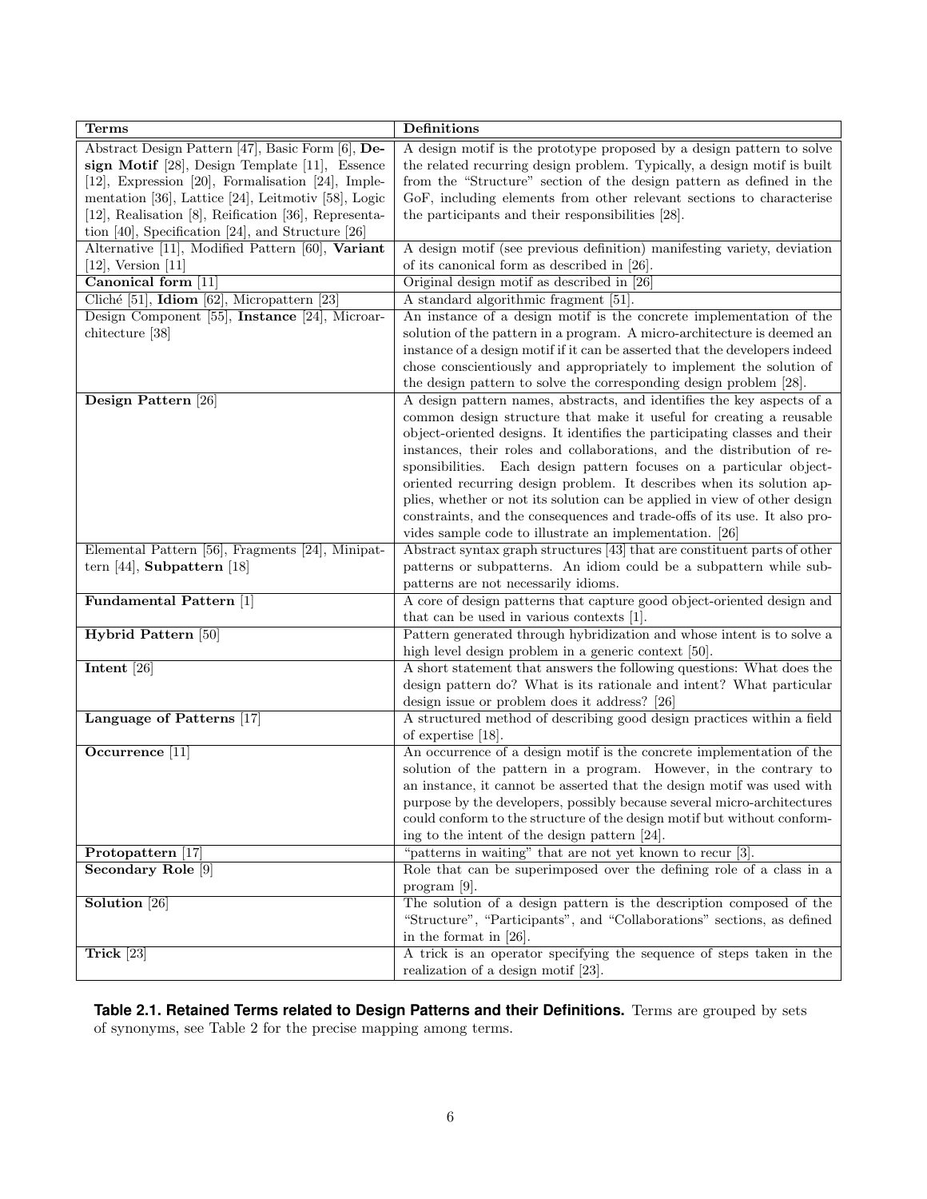| **Terms** | **Definitions** |
| --- | --- |
| Abstract Design Pattern [47], Basic Form [6], **Design Motif** [28], Design Template [11], Essence [12], Expression [20], Formalisation [24], Implementation [36], Lattice [24], Leitmotiv [58], Logic [12], Realisation [8], Reification [36], Representation [40], Specification [24], and Structure [26] | A design motif is the prototype proposed by a design pattern to solve the related recurring design problem. Typically, a design motif is built from the "Structure" section of the design pattern as defined in the GoF, including elements from other relevant sections to characterise the participants and their responsibilities [28]. |
| Alternative [11], Modified Pattern [60], **Variant** [12], Version [11] | A design motif (see previous definition) manifesting variety, deviation of its canonical form as described in [26]. |
| **Canonical form** [11] | Original design motif as described in [26] |
| Cliché [51], **Idiom** [62], Micropattern [23] | A standard algorithmic fragment [51]. |
| Design Component [55], **Instance** [24], Microarchitecture [38] | An instance of a design motif is the concrete implementation of the solution of the pattern in a program. A micro-architecture is deemed an instance of a design motif if it can be asserted that the developers indeed chose conscientiously and appropriately to implement the solution of the design pattern to solve the corresponding design problem [28]. |
| **Design Pattern** [26] | A design pattern names, abstracts, and identifies the key aspects of a common design structure that make it useful for creating a reusable object-oriented designs. It identifies the participating classes and their instances, their roles and collaborations, and the distribution of responsibilities. Each design pattern focuses on a particular object-oriented recurring design problem. It describes when its solution applies, whether or not its solution can be applied in view of other design constraints, and the consequences and trade-offs of its use. It also provides sample code to illustrate an implementation. [26] |
| Elemental Pattern [56], Fragments [24], Minipattern [44], **Subpattern** [18] | Abstract syntax graph structures [43] that are constituent parts of other patterns or subpatterns. An idiom could be a subpattern while subpatterns are not necessarily idioms. |
| **Fundamental Pattern** [1] | A core of design patterns that capture good object-oriented design and that can be used in various contexts [1]. |
| **Hybrid Pattern** [50] | Pattern generated through hybridization and whose intent is to solve a high level design problem in a generic context [50]. |
| **Intent** [26] | A short statement that answers the following questions: What does the design pattern do? What is its rationale and intent? What particular design issue or problem does it address? [26] |
| **Language of Patterns** [17] | A structured method of describing good design practices within a field of expertise [18]. |
| **Occurrence** [11] | An occurrence of a design motif is the concrete implementation of the solution of the pattern in a program. However, in the contrary to an instance, it cannot be asserted that the design motif was used with purpose by the developers, possibly because several micro-architectures could conform to the structure of the design motif but without conforming to the intent of the design pattern [24]. |
| **Protopattern** [17] | "patterns in waiting" that are not yet known to recur [3]. |
| **Secondary Role** [9] | Role that can be superimposed over the defining role of a class in a program [9]. |
| **Solution** [26] | The solution of a design pattern is the description composed of the "Structure", "Participants", and "Collaborations" sections, as defined in the format in [26]. |
| **Trick** [23] | A trick is an operator specifying the sequence of steps taken in the realization of a design motif [23]. |

**Table 2.1. Retained Terms related to Design Patterns and their Definitions.** Terms are grouped by sets of synonyms, see Table 2 for the precise mapping among terms.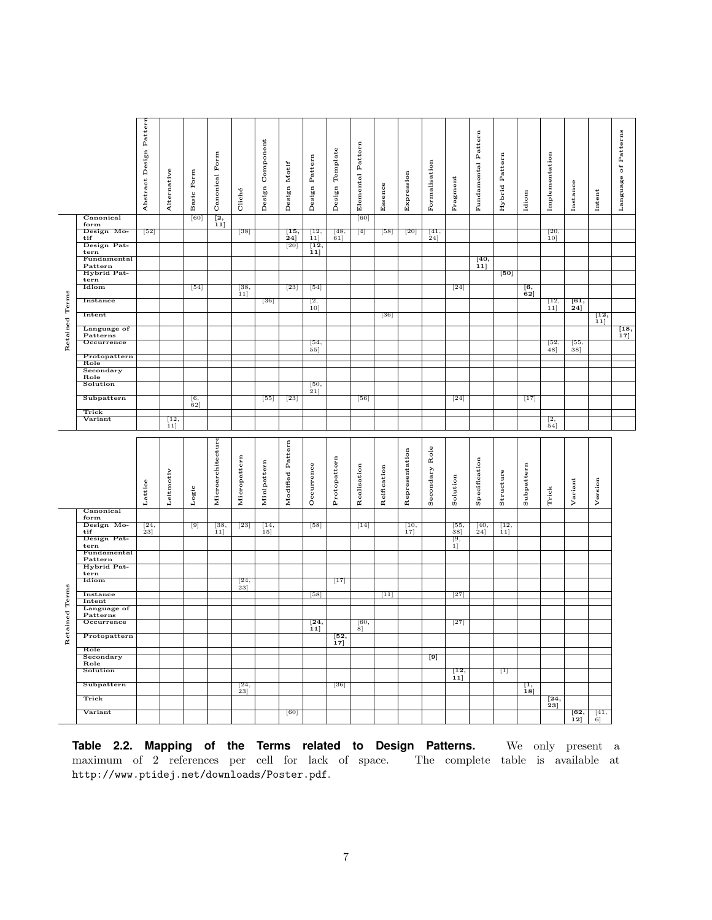| Retained Terms | Abstract Design Pattern | Alternative | Basic Form | Canonical Form | Cliché | Design Component | Design Motif | Design Pattern | Design Template | Elemental Pattern | Essence | Expression | Formalisation | Fragment | Fundamental Pattern | Hybrid Pattern | Idiom | Implementation | Instance | Intent | Language of Patterns |
|---|---|---|---|---|---|---|---|---|---|---|---|---|---|---|---|---|---|---|---|---|---|
| Canonical form | | | [60] | **[2, 11]** | | | | | | [60] | | | | | | | | | | | |
| Design Motif | [52] | | | | [38] | | **[15, 24]** | [12, 11] | [48, 61] | [4] | [58] | [20] | [41, 24] | | | | | [20, 10] | | | |
| Design Pattern | | | | | | | [20] | **[12, 11]** | | | | | | | | | | | | | |
| Fundamental Pattern | | | | | | | | | | | | | | | **[40, 11]** | | | | | | |
| Hybrid Pattern | | | | | | | | | | | | | | | | **[50]** | | | | | |
| Idiom | | | [54] | | [38, 11] | | [23] | [54] | | | | | | [24] | | | **[6, 62]** | | | | |
| Instance | | | | | | [36] | | [2, 10] | | | | | | | | | | [12, 11] | **[61, 24]** | | |
| Intent | | | | | | | | | | | [36] | | | | | | | | | **[12, 11]** | |
| Language of Patterns | | | | | | | | | | | | | | | | | | | | | **[18, 17]** |
| Occurrence | | | | | | | | [54, 55] | | | | | | | | | | [52, 48] | [55, 38] | | |
| Protopattern | | | | | | | | | | | | | | | | | | | | | |
| Role | | | | | | | | | | | | | | | | | | | | | |
| Secondary Role | | | | | | | | | | | | | | | | | | | | | |
| Solution | | | | | | | | [50, 21] | | | | | | | | | | | | | |
| Subpattern | | | [6, 62] | | | [55] | [23] | | | [56] | | | | [24] | | | [17] | | | | |
| Trick | | | | | | | | | | | | | | | | | | | | | |
| Variant | | [12, 11] | | | | | | | | | | | | | | | | [2, 54] | | | |

| Retained Terms | Lattice | Leitmotiv | Logic | Microarchitecture | Micropattern | Minipattern | Modified Pattern | Occurrence | Protopattern | Realisation | Reification | Representation | Secondary Role | Solution | Specification | Structure | Subpattern | Trick | Variant | Version |
|---|---|---|---|---|---|---|---|---|---|---|---|---|---|---|---|---|---|---|---|---|
| Canonical form | | | | | | | | | | | | | | | | | | | | |
| Design Motif | [24, 23] | | [9] | [38, 11] | [23] | [14, 15] | | [58] | | [14] | | [10, 17] | | [55, 38] | [40, 24] | [12, 11] | | | | |
| Design Pattern | | | | | | | | | | | | | | [9, 1] | | | | | | |
| Fundamental Pattern | | | | | | | | | | | | | | | | | | | | |
| Hybrid Pattern | | | | | | | | | | | | | | | | | | | | |
| Idiom | | | | | [24, 23] | | | | [17] | | | | | | | | | | | |
| Instance | | | | | | | | [58] | | | [11] | | | [27] | | | | | | |
| Intent | | | | | | | | | | | | | | | | | | | | |
| Language of Patterns | | | | | | | | | | | | | | | | | | | | |
| Occurrence | | | | | | | | **[24, 11]** | | [60, 8] | | | | [27] | | | | | | |
| Protopattern | | | | | | | | | **[52, 17]** | | | | | | | | | | | |
| Role | | | | | | | | | | | | | | | | | | | | |
| Secondary Role | | | | | | | | | | | | | **[9]** | | | | | | | |
| Solution | | | | | | | | | | | | | | **[12, 11]** | | [1] | | | | |
| Subpattern | | | | | [24, 23] | | | | [36] | | | | | | | | **[1, 18]** | | | |
| Trick | | | | | | | | | | | | | | | | | | **[24, 23]** | | |
| Variant | | | | | | | [60] | | | | | | | | | | | | **[62, 12]** | [41, 6] |

**Table 2.2. Mapping of the Terms related to Design Patterns.** We only present a maximum of 2 references per cell for lack of space. The complete table is available at http://www.ptidej.net/downloads/Poster.pdf.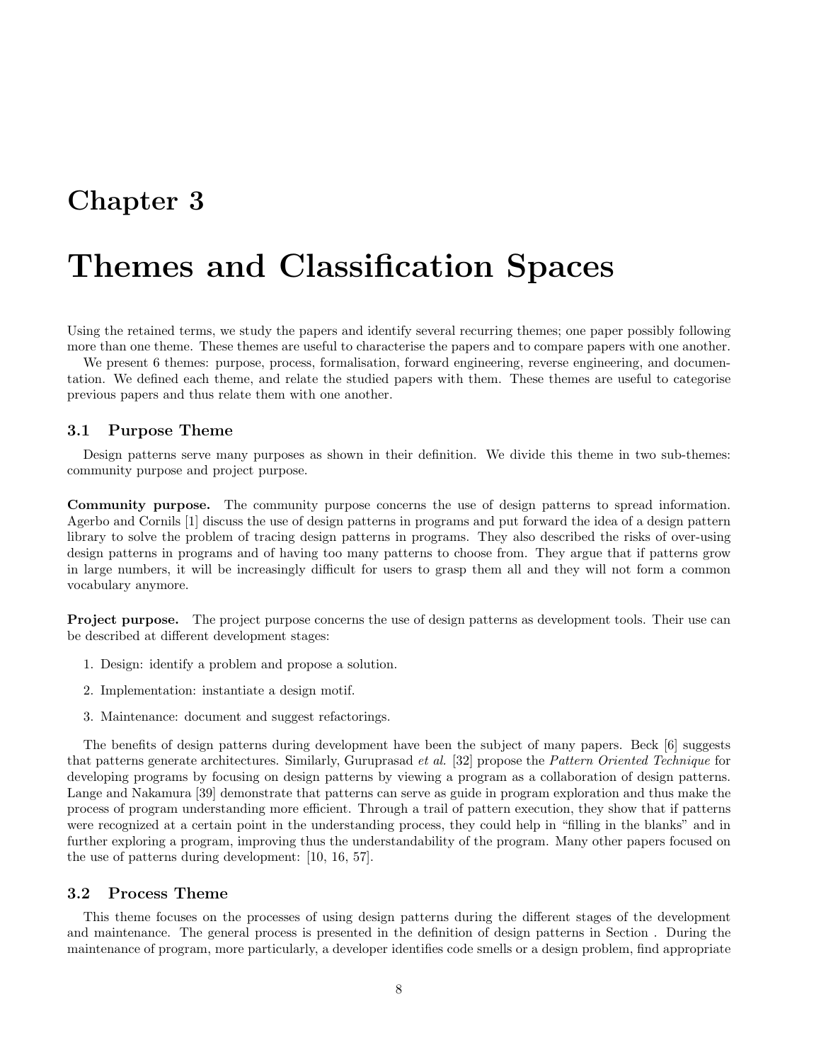# Chapter 3

# Themes and Classification Spaces

Using the retained terms, we study the papers and identify several recurring themes; one paper possibly following more than one theme. These themes are useful to characterise the papers and to compare papers with one another.

We present 6 themes: purpose, process, formalisation, forward engineering, reverse engineering, and documentation. We defined each theme, and relate the studied papers with them. These themes are useful to categorise previous papers and thus relate them with one another.

## 3.1 Purpose Theme

Design patterns serve many purposes as shown in their definition. We divide this theme in two sub-themes: community purpose and project purpose.

**Community purpose.** The community purpose concerns the use of design patterns to spread information. Agerbo and Cornils [1] discuss the use of design patterns in programs and put forward the idea of a design pattern library to solve the problem of tracing design patterns in programs. They also described the risks of over-using design patterns in programs and of having too many patterns to choose from. They argue that if patterns grow in large numbers, it will be increasingly difficult for users to grasp them all and they will not form a common vocabulary anymore.

**Project purpose.** The project purpose concerns the use of design patterns as development tools. Their use can be described at different development stages:

1. Design: identify a problem and propose a solution.
2. Implementation: instantiate a design motif.
3. Maintenance: document and suggest refactorings.

The benefits of design patterns during development have been the subject of many papers. Beck [6] suggests that patterns generate architectures. Similarly, Guruprasad *et al.* [32] propose the *Pattern Oriented Technique* for developing programs by focusing on design patterns by viewing a program as a collaboration of design patterns. Lange and Nakamura [39] demonstrate that patterns can serve as guide in program exploration and thus make the process of program understanding more efficient. Through a trail of pattern execution, they show that if patterns were recognized at a certain point in the understanding process, they could help in "filling in the blanks" and in further exploring a program, improving thus the understandability of the program. Many other papers focused on the use of patterns during development: [10, 16, 57].

## 3.2 Process Theme

This theme focuses on the processes of using design patterns during the different stages of the development and maintenance. The general process is presented in the definition of design patterns in Section . During the maintenance of program, more particularly, a developer identifies code smells or a design problem, find appropriate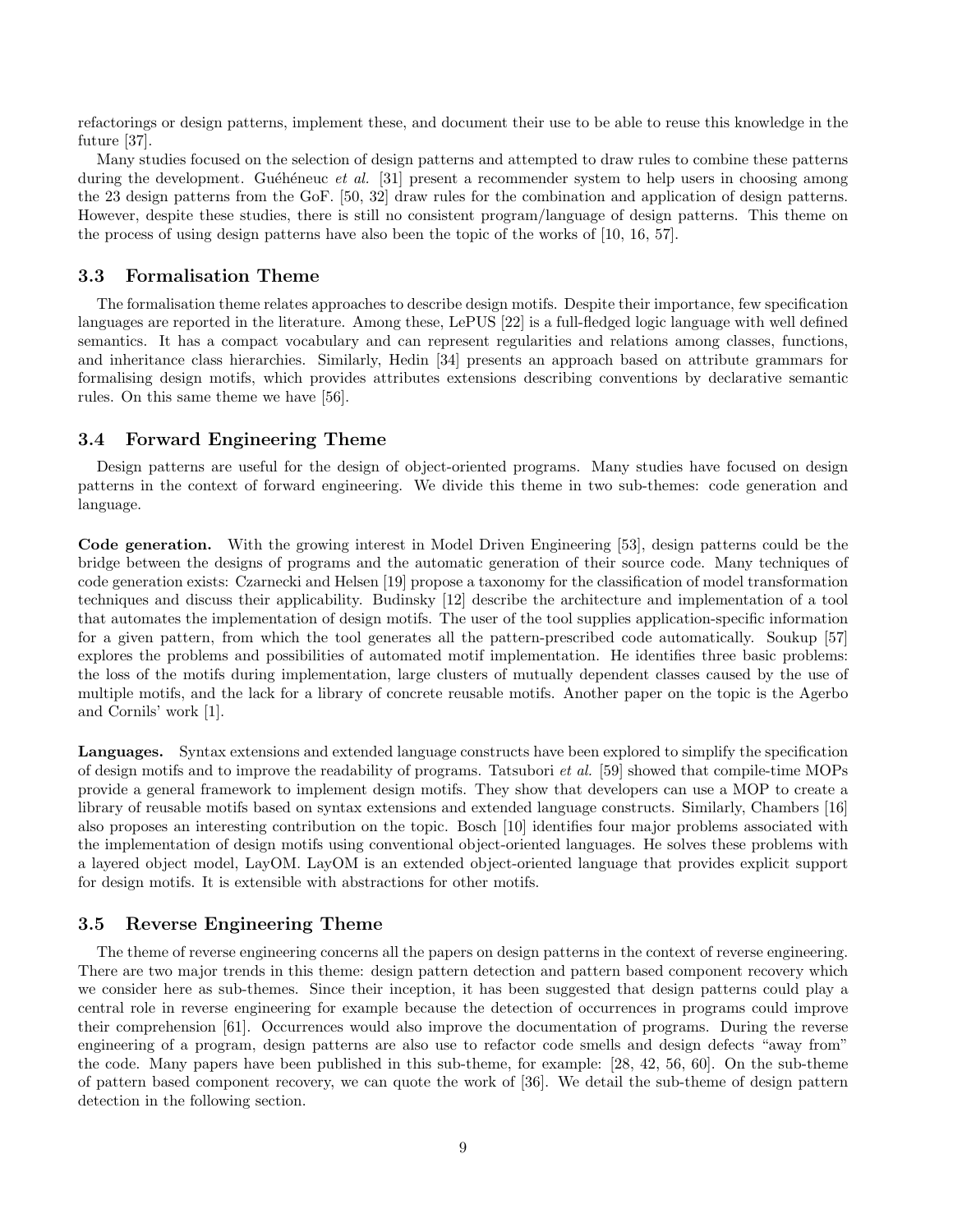refactorings or design patterns, implement these, and document their use to be able to reuse this knowledge in the future [37].

Many studies focused on the selection of design patterns and attempted to draw rules to combine these patterns during the development. Guéhéneuc *et al.* [31] present a recommender system to help users in choosing among the 23 design patterns from the GoF. [50, 32] draw rules for the combination and application of design patterns. However, despite these studies, there is still no consistent program/language of design patterns. This theme on the process of using design patterns have also been the topic of the works of [10, 16, 57].

### 3.3 Formalisation Theme

The formalisation theme relates approaches to describe design motifs. Despite their importance, few specification languages are reported in the literature. Among these, LePUS [22] is a full-fledged logic language with well defined semantics. It has a compact vocabulary and can represent regularities and relations among classes, functions, and inheritance class hierarchies. Similarly, Hedin [34] presents an approach based on attribute grammars for formalising design motifs, which provides attributes extensions describing conventions by declarative semantic rules. On this same theme we have [56].

### 3.4 Forward Engineering Theme

Design patterns are useful for the design of object-oriented programs. Many studies have focused on design patterns in the context of forward engineering. We divide this theme in two sub-themes: code generation and language.

**Code generation.** With the growing interest in Model Driven Engineering [53], design patterns could be the bridge between the designs of programs and the automatic generation of their source code. Many techniques of code generation exists: Czarnecki and Helsen [19] propose a taxonomy for the classification of model transformation techniques and discuss their applicability. Budinsky [12] describe the architecture and implementation of a tool that automates the implementation of design motifs. The user of the tool supplies application-specific information for a given pattern, from which the tool generates all the pattern-prescribed code automatically. Soukup [57] explores the problems and possibilities of automated motif implementation. He identifies three basic problems: the loss of the motifs during implementation, large clusters of mutually dependent classes caused by the use of multiple motifs, and the lack for a library of concrete reusable motifs. Another paper on the topic is the Agerbo and Cornils' work [1].

**Languages.** Syntax extensions and extended language constructs have been explored to simplify the specification of design motifs and to improve the readability of programs. Tatsubori *et al.* [59] showed that compile-time MOPs provide a general framework to implement design motifs. They show that developers can use a MOP to create a library of reusable motifs based on syntax extensions and extended language constructs. Similarly, Chambers [16] also proposes an interesting contribution on the topic. Bosch [10] identifies four major problems associated with the implementation of design motifs using conventional object-oriented languages. He solves these problems with a layered object model, LayOM. LayOM is an extended object-oriented language that provides explicit support for design motifs. It is extensible with abstractions for other motifs.

### 3.5 Reverse Engineering Theme

The theme of reverse engineering concerns all the papers on design patterns in the context of reverse engineering. There are two major trends in this theme: design pattern detection and pattern based component recovery which we consider here as sub-themes. Since their inception, it has been suggested that design patterns could play a central role in reverse engineering for example because the detection of occurrences in programs could improve their comprehension [61]. Occurrences would also improve the documentation of programs. During the reverse engineering of a program, design patterns are also use to refactor code smells and design defects "away from" the code. Many papers have been published in this sub-theme, for example: [28, 42, 56, 60]. On the sub-theme of pattern based component recovery, we can quote the work of [36]. We detail the sub-theme of design pattern detection in the following section.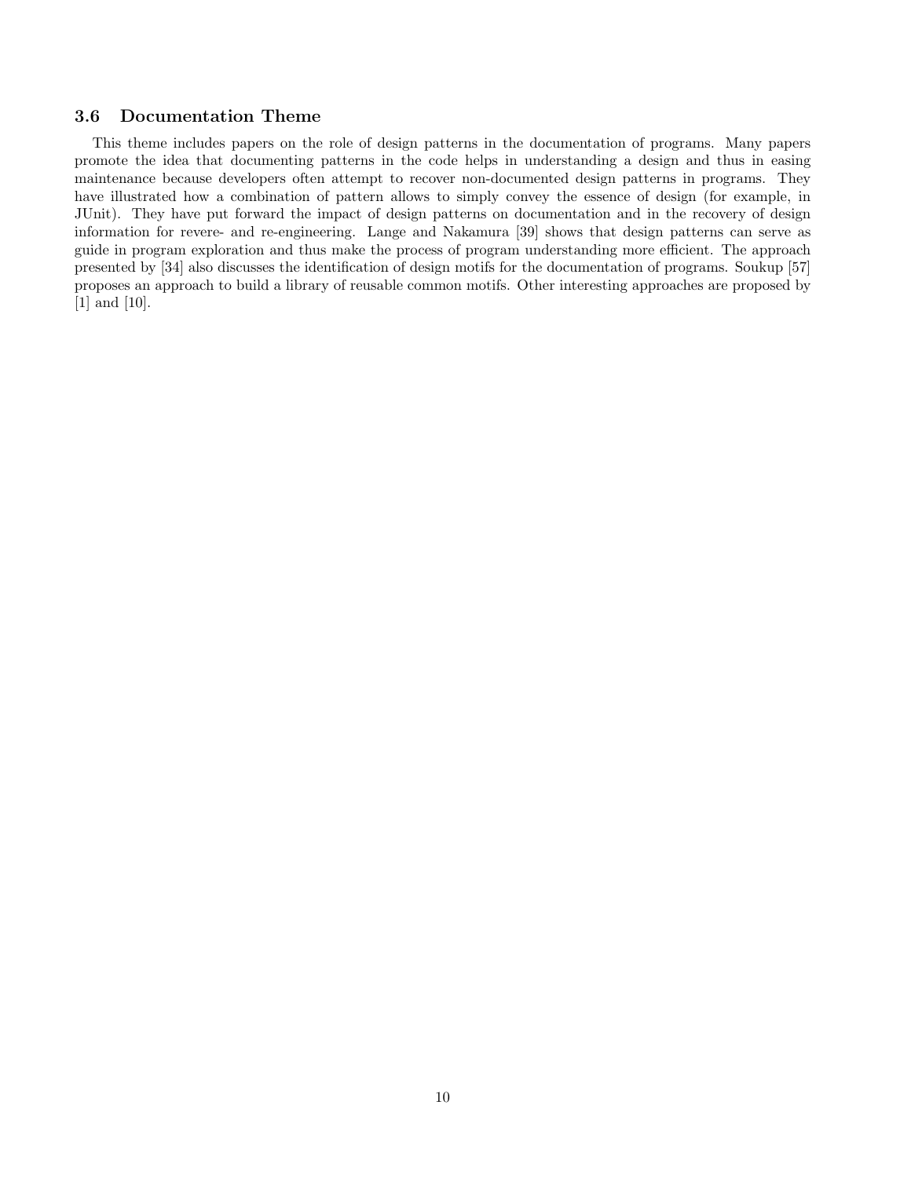### 3.6 Documentation Theme

This theme includes papers on the role of design patterns in the documentation of programs. Many papers promote the idea that documenting patterns in the code helps in understanding a design and thus in easing maintenance because developers often attempt to recover non-documented design patterns in programs. They have illustrated how a combination of pattern allows to simply convey the essence of design (for example, in JUnit). They have put forward the impact of design patterns on documentation and in the recovery of design information for revere- and re-engineering. Lange and Nakamura [39] shows that design patterns can serve as guide in program exploration and thus make the process of program understanding more efficient. The approach presented by [34] also discusses the identification of design motifs for the documentation of programs. Soukup [57] proposes an approach to build a library of reusable common motifs. Other interesting approaches are proposed by [1] and [10].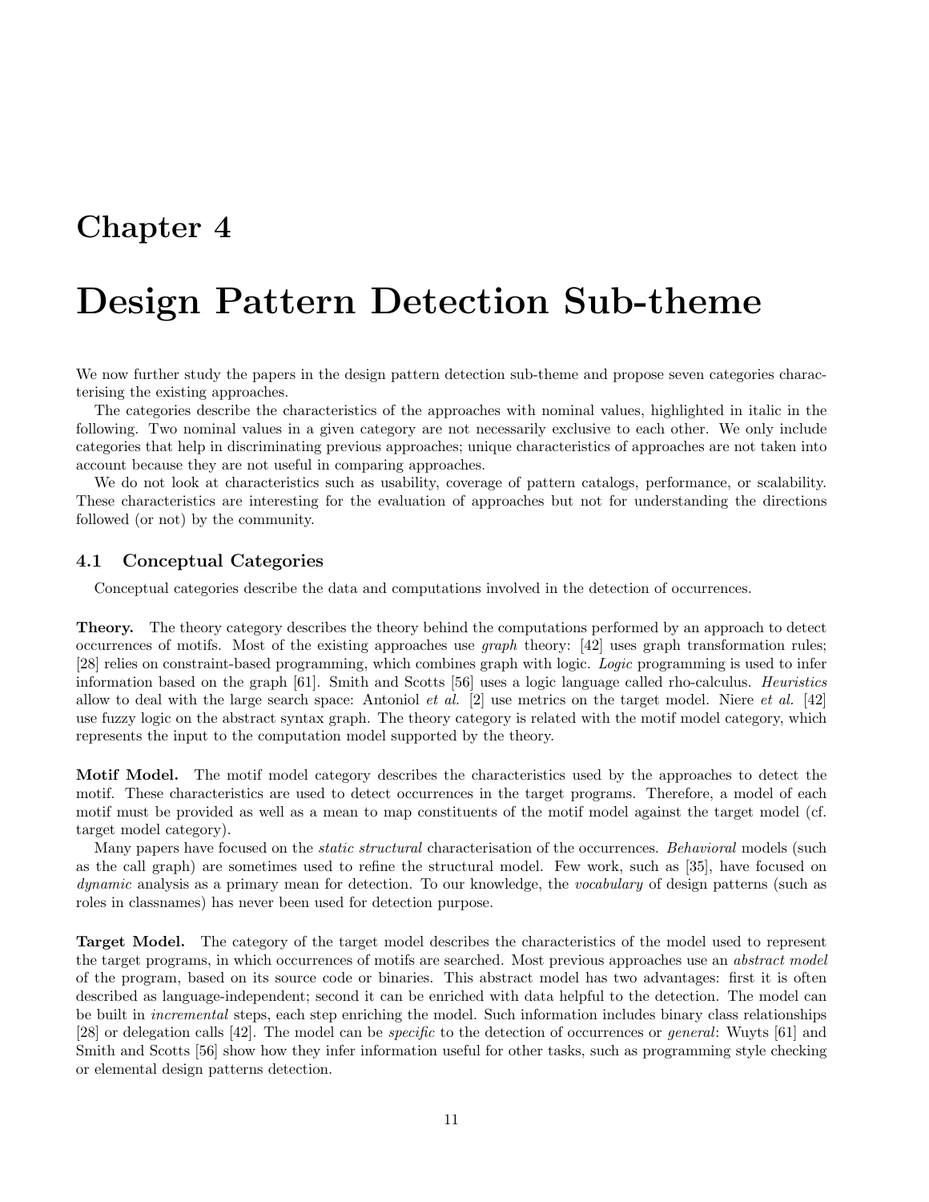# Chapter 4

# Design Pattern Detection Sub-theme

We now further study the papers in the design pattern detection sub-theme and propose seven categories characterising the existing approaches.

The categories describe the characteristics of the approaches with nominal values, highlighted in italic in the following. Two nominal values in a given category are not necessarily exclusive to each other. We only include categories that help in discriminating previous approaches; unique characteristics of approaches are not taken into account because they are not useful in comparing approaches.

We do not look at characteristics such as usability, coverage of pattern catalogs, performance, or scalability. These characteristics are interesting for the evaluation of approaches but not for understanding the directions followed (or not) by the community.

## 4.1 Conceptual Categories

Conceptual categories describe the data and computations involved in the detection of occurrences.

**Theory.** The theory category describes the theory behind the computations performed by an approach to detect occurrences of motifs. Most of the existing approaches use *graph* theory: [42] uses graph transformation rules; [28] relies on constraint-based programming, which combines graph with logic. *Logic* programming is used to infer information based on the graph [61]. Smith and Scotts [56] uses a logic language called rho-calculus. *Heuristics* allow to deal with the large search space: Antoniol *et al.* [2] use metrics on the target model. Niere *et al.* [42] use fuzzy logic on the abstract syntax graph. The theory category is related with the motif model category, which represents the input to the computation model supported by the theory.

**Motif Model.** The motif model category describes the characteristics used by the approaches to detect the motif. These characteristics are used to detect occurrences in the target programs. Therefore, a model of each motif must be provided as well as a mean to map constituents of the motif model against the target model (cf. target model category).

Many papers have focused on the *static structural* characterisation of the occurrences. *Behavioral* models (such as the call graph) are sometimes used to refine the structural model. Few work, such as [35], have focused on *dynamic* analysis as a primary mean for detection. To our knowledge, the *vocabulary* of design patterns (such as roles in classnames) has never been used for detection purpose.

**Target Model.** The category of the target model describes the characteristics of the model used to represent the target programs, in which occurrences of motifs are searched. Most previous approaches use an *abstract model* of the program, based on its source code or binaries. This abstract model has two advantages: first it is often described as language-independent; second it can be enriched with data helpful to the detection. The model can be built in *incremental* steps, each step enriching the model. Such information includes binary class relationships [28] or delegation calls [42]. The model can be *specific* to the detection of occurrences or *general*: Wuyts [61] and Smith and Scotts [56] show how they infer information useful for other tasks, such as programming style checking or elemental design patterns detection.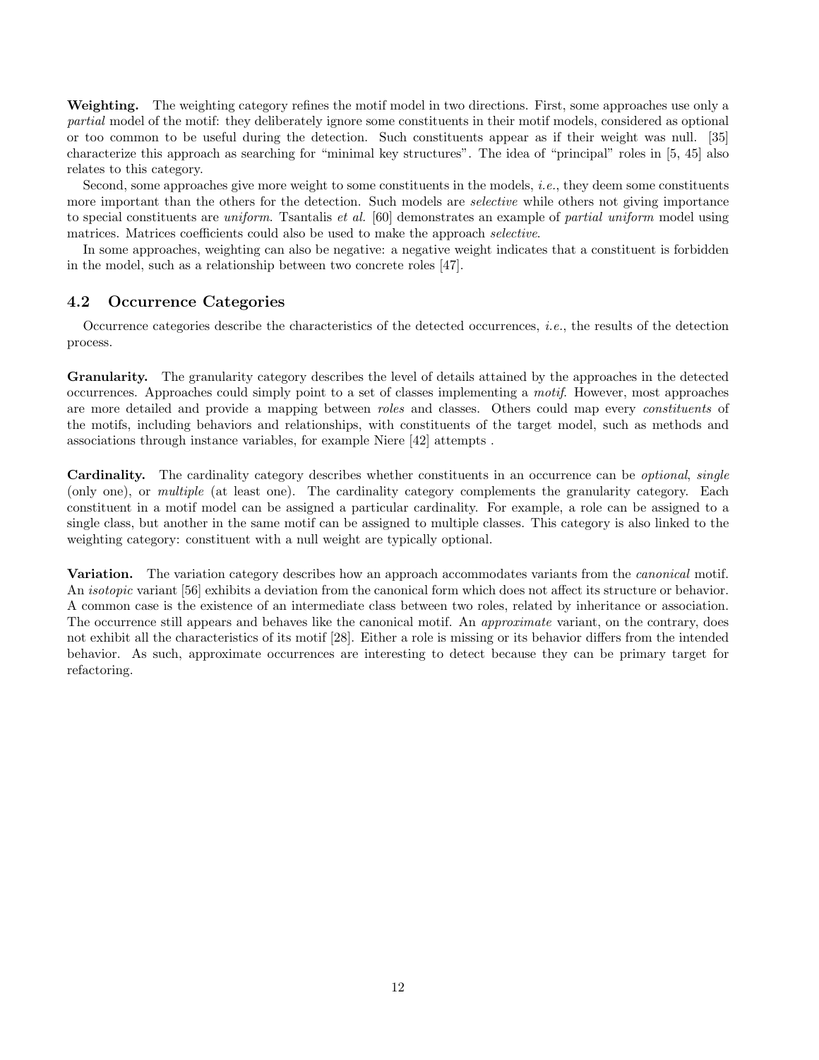**Weighting.** The weighting category refines the motif model in two directions. First, some approaches use only a *partial* model of the motif: they deliberately ignore some constituents in their motif models, considered as optional or too common to be useful during the detection. Such constituents appear as if their weight was null. [35] characterize this approach as searching for "minimal key structures". The idea of "principal" roles in [5, 45] also relates to this category.

Second, some approaches give more weight to some constituents in the models, *i.e.*, they deem some constituents more important than the others for the detection. Such models are *selective* while others not giving importance to special constituents are *uniform*. Tsantalis *et al.* [60] demonstrates an example of *partial uniform* model using matrices. Matrices coefficients could also be used to make the approach *selective*.

In some approaches, weighting can also be negative: a negative weight indicates that a constituent is forbidden in the model, such as a relationship between two concrete roles [47].

## 4.2 Occurrence Categories

Occurrence categories describe the characteristics of the detected occurrences, *i.e.*, the results of the detection process.

**Granularity.** The granularity category describes the level of details attained by the approaches in the detected occurrences. Approaches could simply point to a set of classes implementing a *motif*. However, most approaches are more detailed and provide a mapping between *roles* and classes. Others could map every *constituents* of the motifs, including behaviors and relationships, with constituents of the target model, such as methods and associations through instance variables, for example Niere [42] attempts .

**Cardinality.** The cardinality category describes whether constituents in an occurrence can be *optional*, *single* (only one), or *multiple* (at least one). The cardinality category complements the granularity category. Each constituent in a motif model can be assigned a particular cardinality. For example, a role can be assigned to a single class, but another in the same motif can be assigned to multiple classes. This category is also linked to the weighting category: constituent with a null weight are typically optional.

**Variation.** The variation category describes how an approach accommodates variants from the *canonical* motif. An *isotopic* variant [56] exhibits a deviation from the canonical form which does not affect its structure or behavior. A common case is the existence of an intermediate class between two roles, related by inheritance or association. The occurrence still appears and behaves like the canonical motif. An *approximate* variant, on the contrary, does not exhibit all the characteristics of its motif [28]. Either a role is missing or its behavior differs from the intended behavior. As such, approximate occurrences are interesting to detect because they can be primary target for refactoring.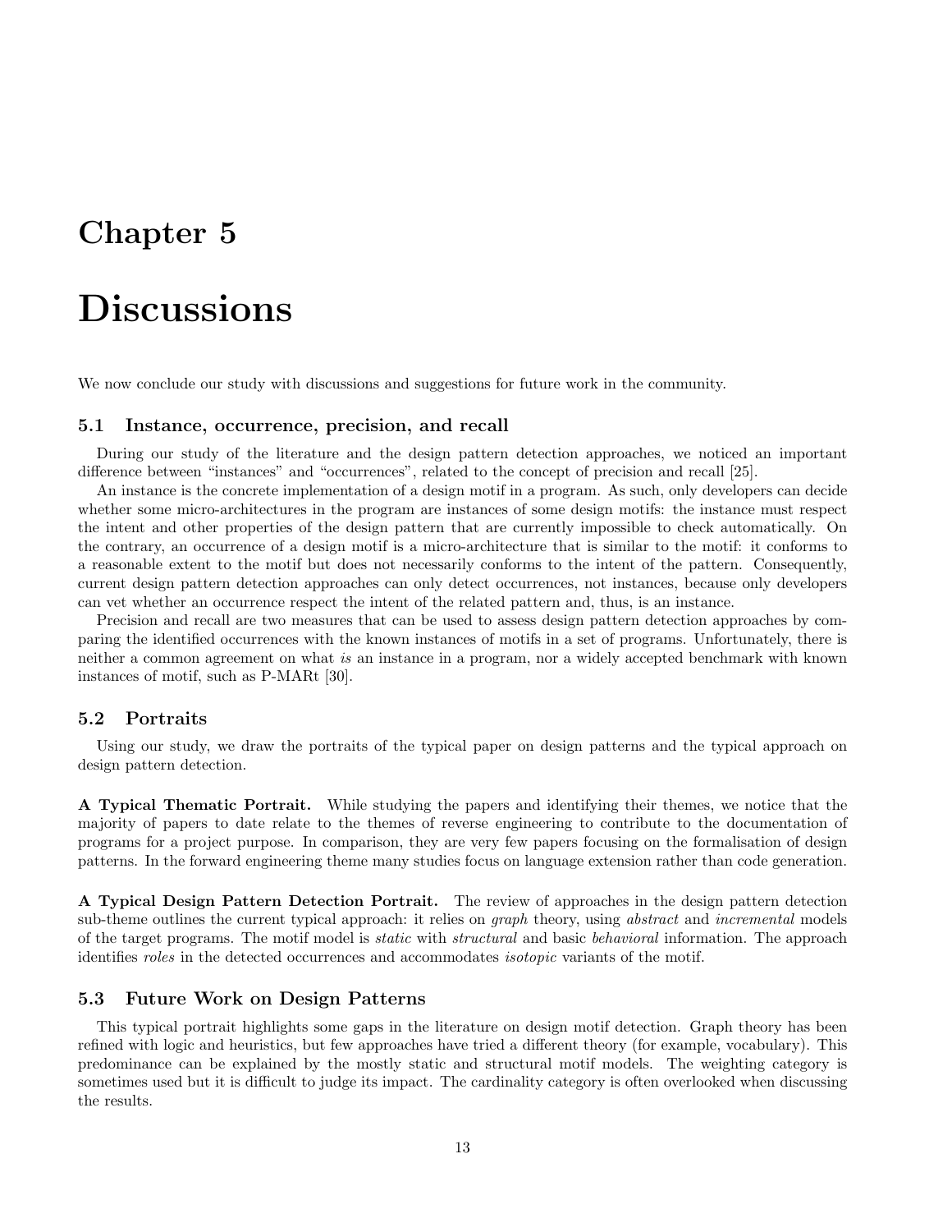# Chapter 5

# Discussions

We now conclude our study with discussions and suggestions for future work in the community.

## 5.1 Instance, occurrence, precision, and recall

During our study of the literature and the design pattern detection approaches, we noticed an important difference between "instances" and "occurrences", related to the concept of precision and recall [25].

An instance is the concrete implementation of a design motif in a program. As such, only developers can decide whether some micro-architectures in the program are instances of some design motifs: the instance must respect the intent and other properties of the design pattern that are currently impossible to check automatically. On the contrary, an occurrence of a design motif is a micro-architecture that is similar to the motif: it conforms to a reasonable extent to the motif but does not necessarily conforms to the intent of the pattern. Consequently, current design pattern detection approaches can only detect occurrences, not instances, because only developers can vet whether an occurrence respect the intent of the related pattern and, thus, is an instance.

Precision and recall are two measures that can be used to assess design pattern detection approaches by comparing the identified occurrences with the known instances of motifs in a set of programs. Unfortunately, there is neither a common agreement on what *is* an instance in a program, nor a widely accepted benchmark with known instances of motif, such as P-MARt [30].

## 5.2 Portraits

Using our study, we draw the portraits of the typical paper on design patterns and the typical approach on design pattern detection.

**A Typical Thematic Portrait.** While studying the papers and identifying their themes, we notice that the majority of papers to date relate to the themes of reverse engineering to contribute to the documentation of programs for a project purpose. In comparison, they are very few papers focusing on the formalisation of design patterns. In the forward engineering theme many studies focus on language extension rather than code generation.

**A Typical Design Pattern Detection Portrait.** The review of approaches in the design pattern detection sub-theme outlines the current typical approach: it relies on *graph* theory, using *abstract* and *incremental* models of the target programs. The motif model is *static* with *structural* and basic *behavioral* information. The approach identifies *roles* in the detected occurrences and accommodates *isotopic* variants of the motif.

## 5.3 Future Work on Design Patterns

This typical portrait highlights some gaps in the literature on design motif detection. Graph theory has been refined with logic and heuristics, but few approaches have tried a different theory (for example, vocabulary). This predominance can be explained by the mostly static and structural motif models. The weighting category is sometimes used but it is difficult to judge its impact. The cardinality category is often overlooked when discussing the results.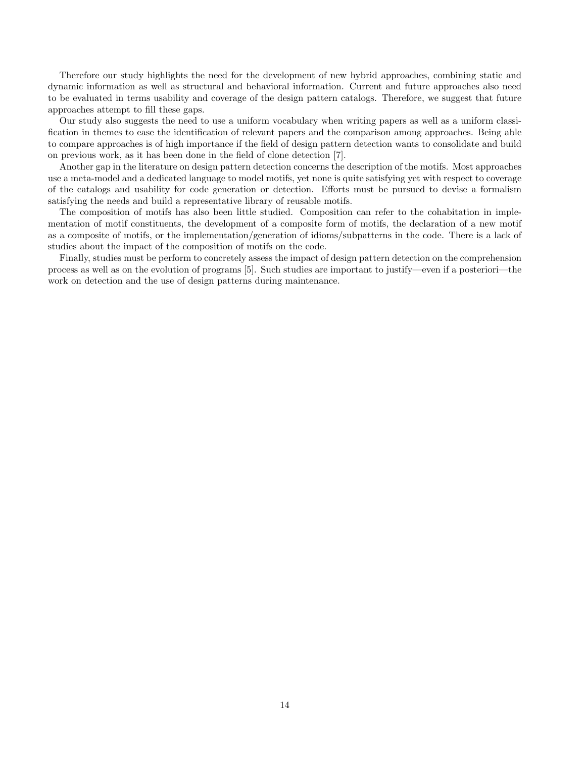Therefore our study highlights the need for the development of new hybrid approaches, combining static and dynamic information as well as structural and behavioral information. Current and future approaches also need to be evaluated in terms usability and coverage of the design pattern catalogs. Therefore, we suggest that future approaches attempt to fill these gaps.

Our study also suggests the need to use a uniform vocabulary when writing papers as well as a uniform classification in themes to ease the identification of relevant papers and the comparison among approaches. Being able to compare approaches is of high importance if the field of design pattern detection wants to consolidate and build on previous work, as it has been done in the field of clone detection [7].

Another gap in the literature on design pattern detection concerns the description of the motifs. Most approaches use a meta-model and a dedicated language to model motifs, yet none is quite satisfying yet with respect to coverage of the catalogs and usability for code generation or detection. Efforts must be pursued to devise a formalism satisfying the needs and build a representative library of reusable motifs.

The composition of motifs has also been little studied. Composition can refer to the cohabitation in implementation of motif constituents, the development of a composite form of motifs, the declaration of a new motif as a composite of motifs, or the implementation/generation of idioms/subpatterns in the code. There is a lack of studies about the impact of the composition of motifs on the code.

Finally, studies must be perform to concretely assess the impact of design pattern detection on the comprehension process as well as on the evolution of programs [5]. Such studies are important to justify—even if a posteriori—the work on detection and the use of design patterns during maintenance.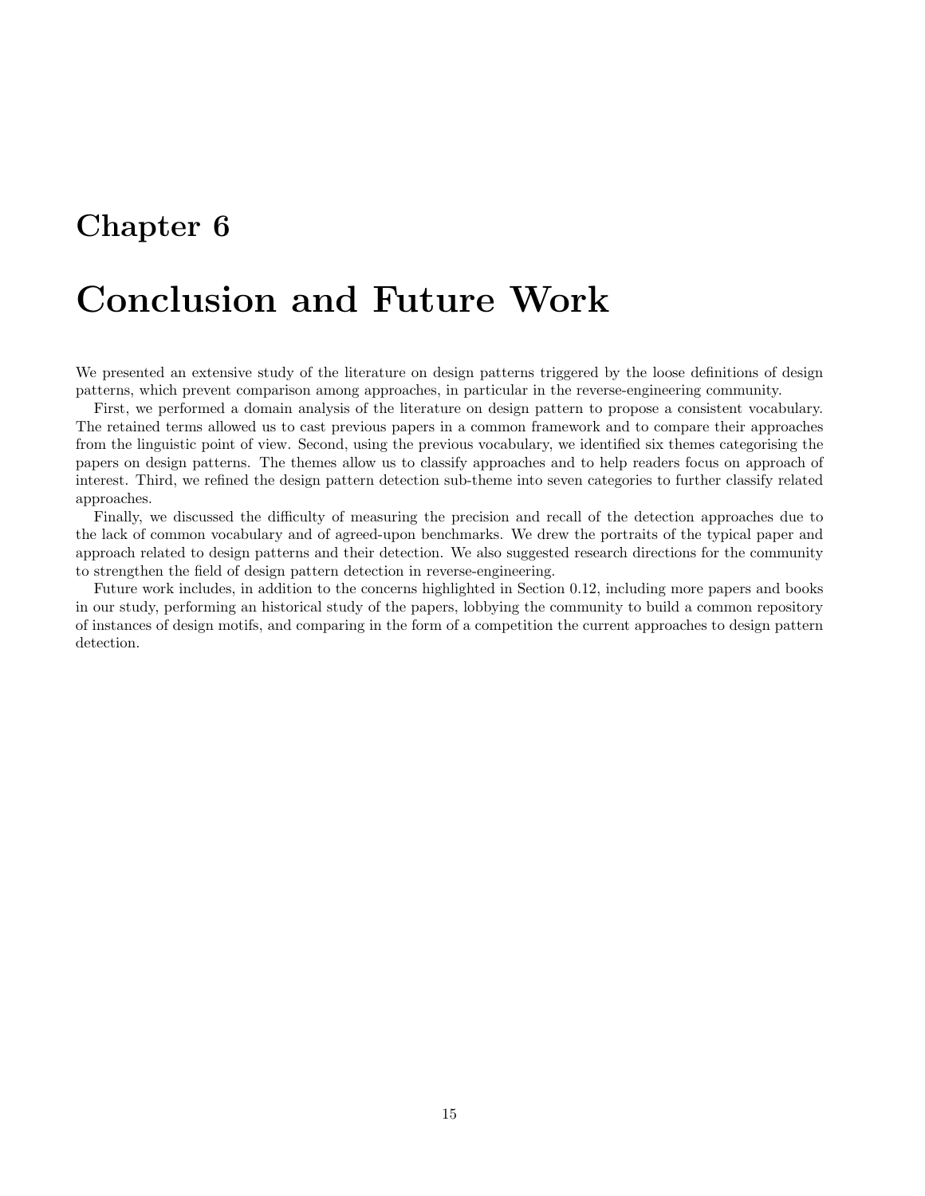# Chapter 6

# Conclusion and Future Work

We presented an extensive study of the literature on design patterns triggered by the loose definitions of design patterns, which prevent comparison among approaches, in particular in the reverse-engineering community.

First, we performed a domain analysis of the literature on design pattern to propose a consistent vocabulary. The retained terms allowed us to cast previous papers in a common framework and to compare their approaches from the linguistic point of view. Second, using the previous vocabulary, we identified six themes categorising the papers on design patterns. The themes allow us to classify approaches and to help readers focus on approach of interest. Third, we refined the design pattern detection sub-theme into seven categories to further classify related approaches.

Finally, we discussed the difficulty of measuring the precision and recall of the detection approaches due to the lack of common vocabulary and of agreed-upon benchmarks. We drew the portraits of the typical paper and approach related to design patterns and their detection. We also suggested research directions for the community to strengthen the field of design pattern detection in reverse-engineering.

Future work includes, in addition to the concerns highlighted in Section 0.12, including more papers and books in our study, performing an historical study of the papers, lobbying the community to build a common repository of instances of design motifs, and comparing in the form of a competition the current approaches to design pattern detection.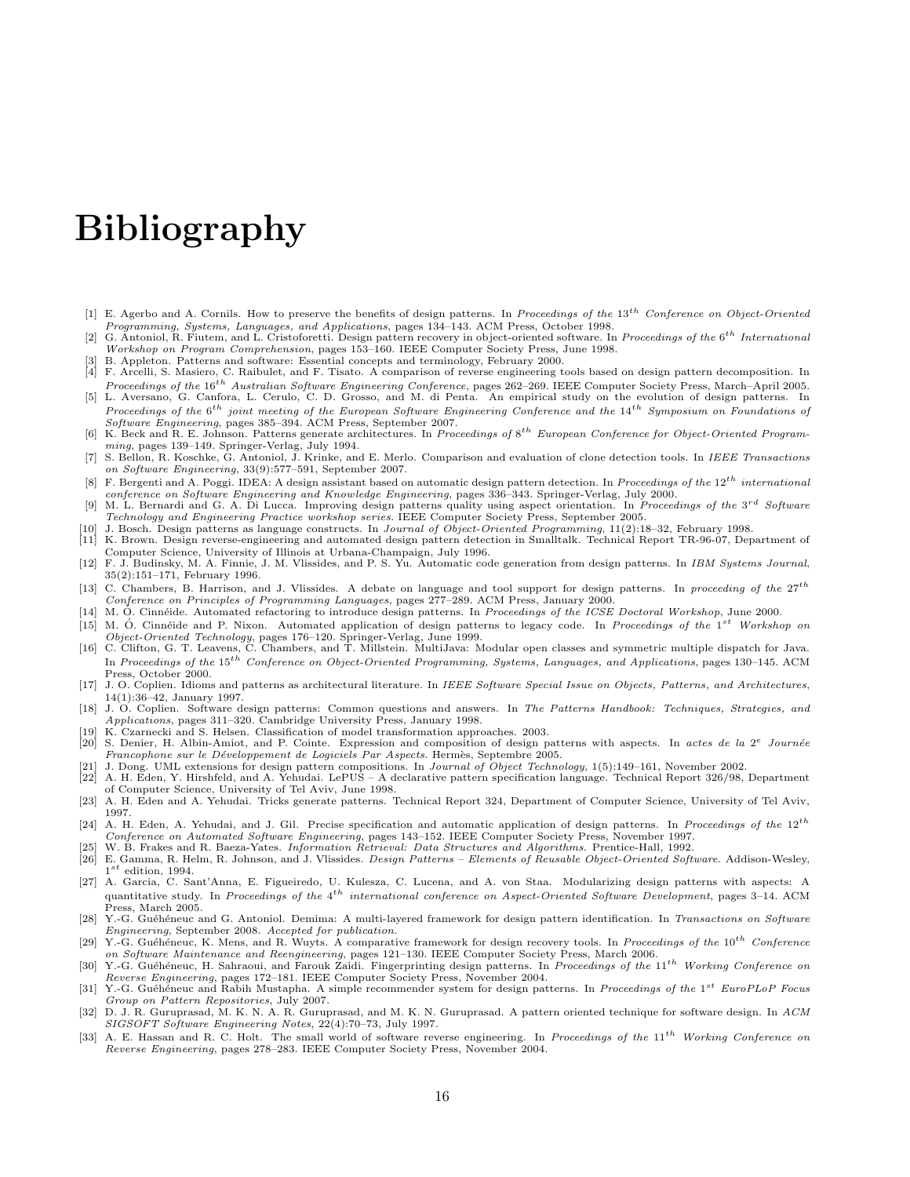# Bibliography

[1] E. Agerbo and A. Cornils. How to preserve the benefits of design patterns. In *Proceedings of the* $13^{th}$ *Conference on Object-Oriented Programming, Systems, Languages, and Applications*, pages 134–143. ACM Press, October 1998.

[2] G. Antoniol, R. Fiutem, and L. Cristoforetti. Design pattern recovery in object-oriented software. In *Proceedings of the* $6^{th}$ *International Workshop on Program Comprehension*, pages 153–160. IEEE Computer Society Press, June 1998.

[3] B. Appleton. Patterns and software: Essential concepts and terminology, February 2000.

[4] F. Arcelli, S. Masiero, C. Raibulet, and F. Tisato. A comparison of reverse engineering tools based on design pattern decomposition. In *Proceedings of the* $16^{th}$ *Australian Software Engineering Conference*, pages 262–269. IEEE Computer Society Press, March–April 2005.

[5] L. Aversano, G. Canfora, L. Cerulo, C. D. Grosso, and M. di Penta. An empirical study on the evolution of design patterns. In *Proceedings of the* $6^{th}$ *joint meeting of the European Software Engineering Conference and the* $14^{th}$ *Symposium on Foundations of Software Engineering*, pages 385–394. ACM Press, September 2007.

[6] K. Beck and R. E. Johnson. Patterns generate architectures. In *Proceedings of* $8^{th}$ *European Conference for Object-Oriented Programming*, pages 139–149. Springer-Verlag, July 1994.

[7] S. Bellon, R. Koschke, G. Antoniol, J. Krinke, and E. Merlo. Comparison and evaluation of clone detection tools. In *IEEE Transactions on Software Engineering*, 33(9):577–591, September 2007.

[8] F. Bergenti and A. Poggi. IDEA: A design assistant based on automatic design pattern detection. In *Proceedings of the* $12^{th}$ *international conference on Software Engineering and Knowledge Engineering*, pages 336–343. Springer-Verlag, July 2000.

[9] M. L. Bernardi and G. A. Di Lucca. Improving design patterns quality using aspect orientation. In *Proceedings of the* $3^{rd}$ *Software Technology and Engineering Practice workshop series*. IEEE Computer Society Press, September 2005.

[10] J. Bosch. Design patterns as language constructs. In *Journal of Object-Oriented Programming*, 11(2):18–32, February 1998.

[11] K. Brown. Design reverse-engineering and automated design pattern detection in Smalltalk. Technical Report TR-96-07, Department of Computer Science, University of Illinois at Urbana-Champaign, July 1996.

[12] F. J. Budinsky, M. A. Finnie, J. M. Vlissides, and P. S. Yu. Automatic code generation from design patterns. In *IBM Systems Journal*, 35(2):151–171, February 1996.

[13] C. Chambers, B. Harrison, and J. Vlissides. A debate on language and tool support for design patterns. In *proceeding of the* $27^{th}$ *Conference on Principles of Programming Languages*, pages 277–289. ACM Press, January 2000.

[14] M. Ó. Cinnéide. Automated refactoring to introduce design patterns. In *Proceedings of the ICSE Doctoral Workshop*, June 2000.

[15] M. Ó. Cinnéide and P. Nixon. Automated application of design patterns to legacy code. In *Proceedings of the* $1^{st}$ *Workshop on Object-Oriented Technology*, pages 176–120. Springer-Verlag, June 1999.

[16] C. Clifton, G. T. Leavens, C. Chambers, and T. Millstein. MultiJava: Modular open classes and symmetric multiple dispatch for Java. In *Proceedings of the* $15^{th}$ *Conference on Object-Oriented Programming, Systems, Languages, and Applications*, pages 130–145. ACM Press, October 2000.

[17] J. O. Coplien. Idioms and patterns as architectural literature. In *IEEE Software Special Issue on Objects, Patterns, and Architectures*, 14(1):36–42, January 1997.

[18] J. O. Coplien. Software design patterns: Common questions and answers. In *The Patterns Handbook: Techniques, Strategies, and Applications*, pages 311–320. Cambridge University Press, January 1998.

[19] K. Czarnecki and S. Helsen. Classification of model transformation approaches. 2003.

[20] S. Denier, H. Albin-Amiot, and P. Cointe. Expression and composition of design patterns with aspects. In *actes de la* $2^{e}$ *Journée Francophone sur le Développement de Logiciels Par Aspects*. Hermès, Septembre 2005.

[21] J. Dong. UML extensions for design pattern compositions. In *Journal of Object Technology*, 1(5):149–161, November 2002.

[22] A. H. Eden, Y. Hirshfeld, and A. Yehudai. LePUS – A declarative pattern specification language. Technical Report 326/98, Department of Computer Science, University of Tel Aviv, June 1998.

[23] A. H. Eden and A. Yehudai. Tricks generate patterns. Technical Report 324, Department of Computer Science, University of Tel Aviv, 1997.

[24] A. H. Eden, A. Yehudai, and J. Gil. Precise specification and automatic application of design patterns. In *Proceedings of the* $12^{th}$ *Conference on Automated Software Engineering*, pages 143–152. IEEE Computer Society Press, November 1997.

[25] W. B. Frakes and R. Baeza-Yates. *Information Retrieval: Data Structures and Algorithms*. Prentice-Hall, 1992.

[26] E. Gamma, R. Helm, R. Johnson, and J. Vlissides. *Design Patterns – Elements of Reusable Object-Oriented Software*. Addison-Wesley, $1^{st}$ edition, 1994.

[27] A. Garcia, C. Sant'Anna, E. Figueiredo, U. Kulesza, C. Lucena, and A. von Staa. Modularizing design patterns with aspects: A quantitative study. In *Proceedings of the* $4^{th}$ *international conference on Aspect-Oriented Software Development*, pages 3–14. ACM Press, March 2005.

[28] Y.-G. Guéhéneuc and G. Antoniol. Demima: A multi-layered framework for design pattern identification. In *Transactions on Software Engineering*, September 2008. *Accepted for publication.*

[29] Y.-G. Guéhéneuc, K. Mens, and R. Wuyts. A comparative framework for design recovery tools. In *Proceedings of the* $10^{th}$ *Conference on Software Maintenance and Reengineering*, pages 121–130. IEEE Computer Society Press, March 2006.

[30] Y.-G. Guéhéneuc, H. Sahraoui, and Farouk Zaidi. Fingerprinting design patterns. In *Proceedings of the* $11^{th}$ *Working Conference on Reverse Engineering*, pages 172–181. IEEE Computer Society Press, November 2004.

[31] Y.-G. Guéhéneuc and Rabih Mustapha. A simple recommender system for design patterns. In *Proceedings of the* $1^{st}$ *EuroPLoP Focus Group on Pattern Repositories*, July 2007.

[32] D. J. R. Guruprasad, M. K. N. A. R. Guruprasad, and M. K. N. Guruprasad. A pattern oriented technique for software design. In *ACM SIGSOFT Software Engineering Notes*, 22(4):70–73, July 1997.

[33] A. E. Hassan and R. C. Holt. The small world of software reverse engineering. In *Proceedings of the* $11^{th}$ *Working Conference on Reverse Engineering*, pages 278–283. IEEE Computer Society Press, November 2004.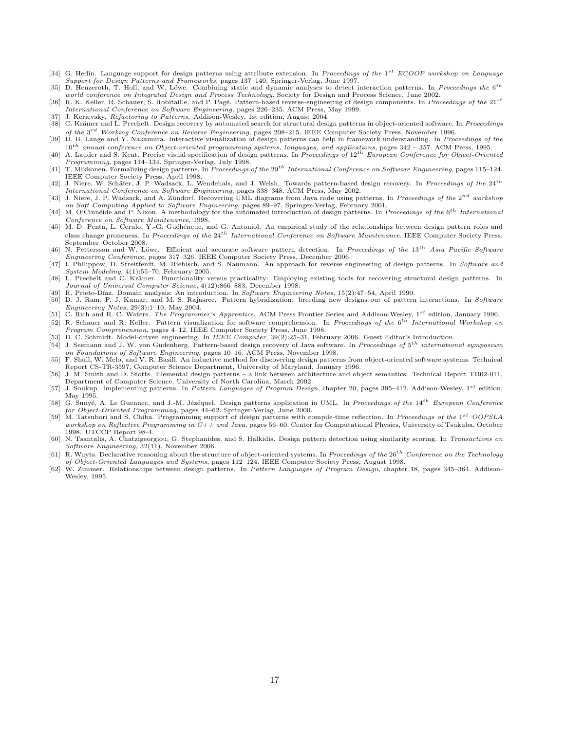[34] G. Hedin. Language support for design patterns using attribute extension. In *Proceedings of the 1st ECOOP workshop on Language Support for Design Patterns and Frameworks*, pages 137–140. Springer-Verlag, June 1997.

[35] D. Heuzeroth, T. Holl, and W. Löwe. Combining static and dynamic analyses to detect interaction patterns. In *Proceedings the 6th world conference on Integrated Design and Process Technology*. Society for Design and Process Science, June 2002.

[36] R. K. Keller, R. Schauer, S. Robitaille, and P. Pagé. Pattern-based reverse-engineering of design components. In *Proceedings of the 21st International Conference on Software Engineering*, pages 226–235. ACM Press, May 1999.

[37] J. Kerievsky. *Refactoring to Patterns*. Addison-Wesley, 1st edition, August 2004.

[38] C. Krämer and L. Prechelt. Design recovery by automated search for structural design patterns in object-oriented software. In *Proceedings of the 3rd Working Conference on Reverse Engineering*, pages 208–215. IEEE Computer Society Press, November 1996.

[39] D. B. Lange and Y. Nakamura. Interactive visualization of design patterns can help in framework understanding. In *Proceedings of the 10th annual conference on Object-oriented programming systems, languages, and applications*, pages 342 – 357. ACM Press, 1995.

[40] A. Lauder and S. Kent. Precise visual specification of design patterns. In *Proceedings of 12th European Conference for Object-Oriented Programming*, pages 114–134. Springer-Verlag, July 1998.

[41] T. Mikkonen. Formalizing design patterns. In *Proceedings of the 20th International Conference on Software Engineering*, pages 115–124. IEEE Computer Society Press, April 1998.

[42] J. Niere, W. Schäfer, J. P. Wadsack, L. Wendehals, and J. Welsh. Towards pattern-based design recovery. In *Proceedings of the 24th International Conference on Software Engineering*, pages 338–348. ACM Press, May 2002.

[43] J. Niere, J. P. Wadsack, and A. Zündorf. Recovering UML diagrams from Java code using patterns. In *Proceedings of the 2nd workshop on Soft Computing Applied to Software Engineering*, pages 89–97. Springer-Verlag, February 2001.

[44] M. O'Cinnéide and P. Nixon. A methodology for the automated introduction of design patterns. In *Proceedings of the 6th International Conference on Software Maintenance*, 1998.

[45] M. D. Penta, L. Cerulo, Y.-G. Guéhéneuc, and G. Antoniol. An empirical study of the relationships between design pattern roles and class change proneness. In *Proceedings of the 24th International Conference on Software Maintenance*. IEEE Computer Society Press, September–October 2008.

[46] N. Pettersson and W. Löwe. Efficient and accurate software pattern detection. In *Proceedings of the 13th Asia Pacific Software Engineering Conference*, pages 317–326. IEEE Computer Society Press, December 2006.

[47] I. Philippow, D. Streitferdt, M. Riebisch, and S. Naumann. An approach for reverse engineering of design patterns. In *Software and System Modeling*, 4(1):55–70, February 2005.

[48] L. Prechelt and C. Krämer. Functionality versus practicality: Employing existing tools for recovering structural design patterns. In *Journal of Universal Computer Science*, 4(12):866–883, December 1998.

[49] R. Prieto-Díaz. Domain analysis: An introduction. In *Software Engineering Notes*, 15(2):47–54, April 1990.

[50] D. J. Ram, P. J. Kumar, and M. S. Rajasree. Pattern hybridization: breeding new designs out of pattern interactions. In *Software Engineering Notes*, 29(3):1–10, May 2004.

[51] C. Rich and R. C. Waters. *The Programmer's Apprentice*. ACM Press Frontier Series and Addison-Wesley, 1st edition, January 1990.

[52] R. Schauer and R. Keller. Pattern visualization for software comprehension. In *Proceedings of the 6th International Workshop on Program Comprehension*, pages 4–12. IEEE Computer Society Press, June 1998.

[53] D. C. Schmidt. Model-driven engineering. In *IEEE Computer*, 39(2):25–31, February 2006. Guest Editor's Introduction.

[54] J. Seemann and J. W. von Gudenberg. Pattern-based design recovery of Java software. In *Proceedings of 5th international symposium on Foundations of Software Engineering*, pages 10–16. ACM Press, November 1998.

[55] F. Shull, W. Melo, and V. R. Basili. An inductive method for discovering design patterns from object-oriented software systems. Technical Report CS-TR-3597, Computer Science Department, University of Maryland, January 1996.

[56] J. M. Smith and D. Stotts. Elemental design patterns – a link between architecture and object semantics. Technical Report TR02-011, Department of Computer Science, University of North Carolina, March 2002.

[57] J. Soukup. Implementing patterns. In *Pattern Languages of Program Design*, chapter 20, pages 395–412. Addison-Wesley, 1st edition, May 1995.

[58] G. Sunyé, A. Le Guennec, and J.-M. Jézéquel. Design patterns application in UML. In *Proceedings of the 14th European Conference for Object-Oriented Programming*, pages 44–62. Springer-Verlag, June 2000.

[59] M. Tatsubori and S. Chiba. Programming support of design patterns with compile-time reflection. In *Proceedings of the 1st OOPSLA workshop on Reflective Programming in C++ and Java*, pages 56–60. Center for Computational Physics, University of Tsukuba, October 1998. UTCCP Report 98-4.

[60] N. Tsantalis, A. Chatzigeorgiou, G. Stephanides, and S. Halkidis. Design pattern detection using similarity scoring. In *Transactions on Software Engineering*, 32(11), November 2006.

[61] R. Wuyts. Declarative reasoning about the structure of object-oriented systems. In *Proceedings of the 26th Conference on the Technology of Object-Oriented Languages and Systems*, pages 112–124. IEEE Computer Society Press, August 1998.

[62] W. Zimmer. Relationships between design patterns. In *Pattern Languages of Program Design*, chapter 18, pages 345–364. Addison-Wesley, 1995.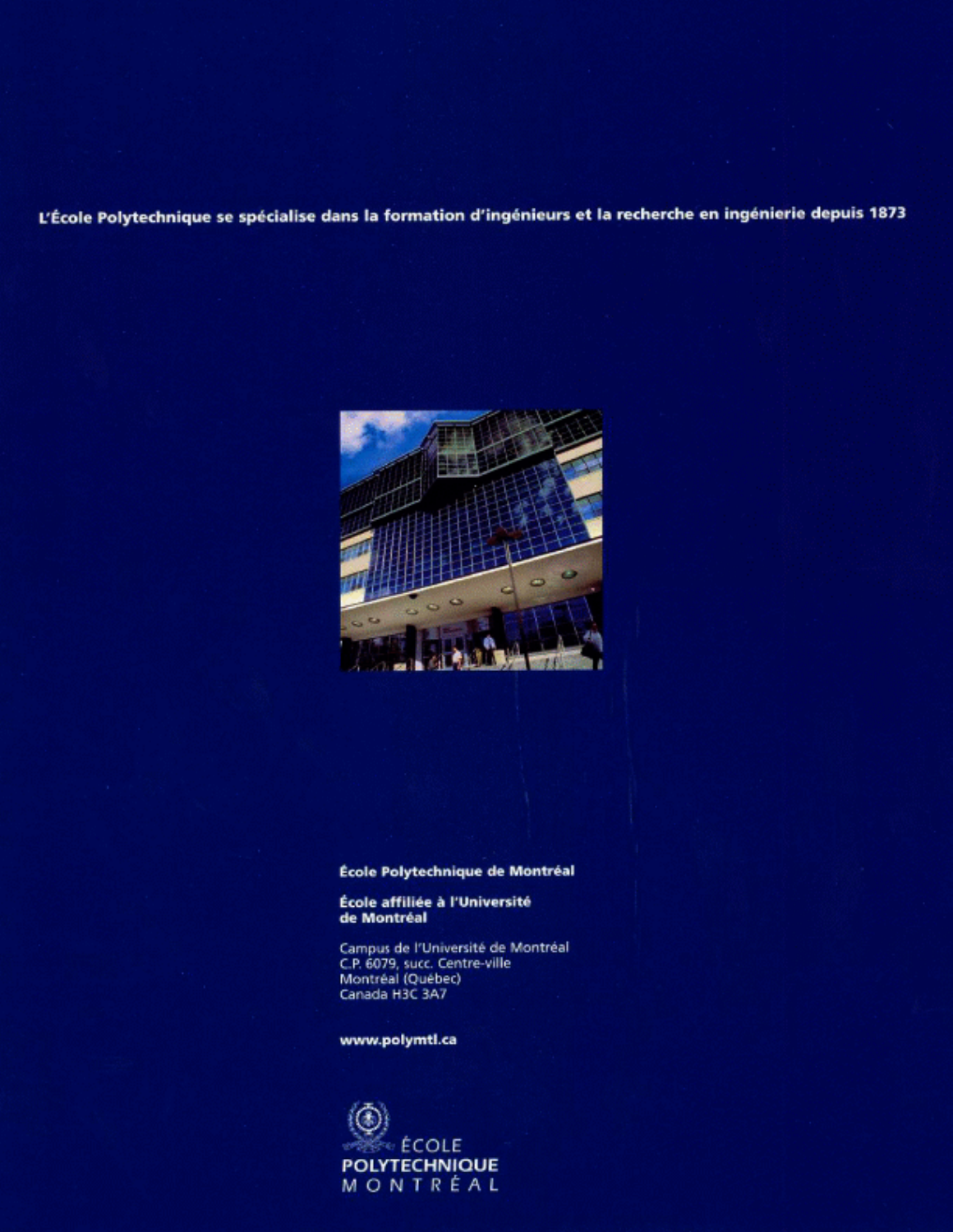L'École Polytechnique se spécialise dans la formation d'ingénieurs et la recherche en ingénierie depuis 1873

**École Polytechnique de Montréal**

**École affiliée à l'Université de Montréal**

Campus de l'Université de Montréal
C.P. 6079, succ. Centre-ville
Montréal (Québec)
Canada H3C 3A7

**www.polymtl.ca**

ÉCOLE
POLYTECHNIQUE
MONTRÉAL